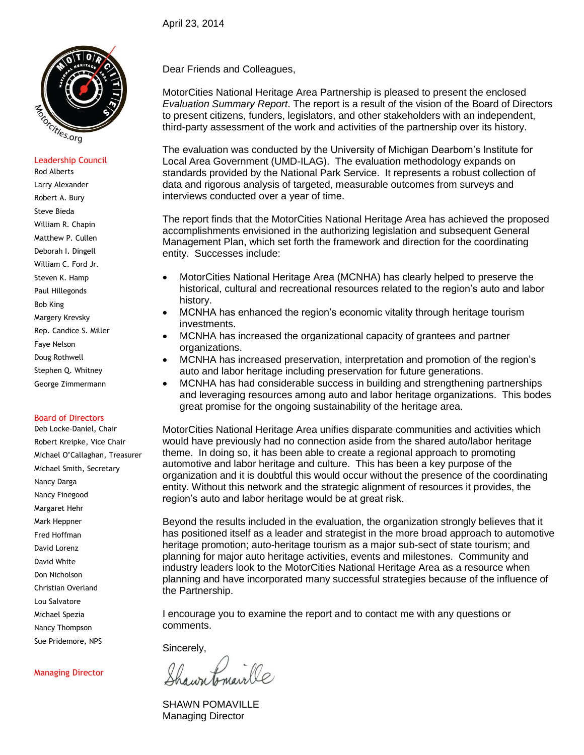April 23, 2014

Motorcities.org

**Leadership Council**

Rod Alberts
Larry Alexander
Robert A. Bury
Steve Bieda
William R. Chapin
Matthew P. Cullen
Deborah I. Dingell
William C. Ford Jr.
Steven K. Hamp
Paul Hillegonds
Bob King
Margery Krevsky
Rep. Candice S. Miller
Faye Nelson
Doug Rothwell
Stephen Q. Whitney
George Zimmermann

**Board of Directors**

Deb Locke-Daniel, Chair
Robert Kreipke, Vice Chair
Michael O'Callaghan, Treasurer
Michael Smith, Secretary
Nancy Darga
Nancy Finegood
Margaret Hehr
Mark Heppner
Fred Hoffman
David Lorenz
David White
Don Nicholson
Christian Overland
Lou Salvatore
Michael Spezia
Nancy Thompson
Sue Pridemore, NPS

**Managing Director**

Dear Friends and Colleagues,

MotorCities National Heritage Area Partnership is pleased to present the enclosed *Evaluation Summary Report*. The report is a result of the vision of the Board of Directors to present citizens, funders, legislators, and other stakeholders with an independent, third-party assessment of the work and activities of the partnership over its history.

The evaluation was conducted by the University of Michigan Dearborn's Institute for Local Area Government (UMD-ILAG). The evaluation methodology expands on standards provided by the National Park Service. It represents a robust collection of data and rigorous analysis of targeted, measurable outcomes from surveys and interviews conducted over a year of time.

The report finds that the MotorCities National Heritage Area has achieved the proposed accomplishments envisioned in the authorizing legislation and subsequent General Management Plan, which set forth the framework and direction for the coordinating entity. Successes include:

- MotorCities National Heritage Area (MCNHA) has clearly helped to preserve the historical, cultural and recreational resources related to the region's auto and labor history.
- MCNHA has enhanced the region's economic vitality through heritage tourism investments.
- MCNHA has increased the organizational capacity of grantees and partner organizations.
- MCNHA has increased preservation, interpretation and promotion of the region's auto and labor heritage including preservation for future generations.
- MCNHA has had considerable success in building and strengthening partnerships and leveraging resources among auto and labor heritage organizations. This bodes great promise for the ongoing sustainability of the heritage area.

MotorCities National Heritage Area unifies disparate communities and activities which would have previously had no connection aside from the shared auto/labor heritage theme. In doing so, it has been able to create a regional approach to promoting automotive and labor heritage and culture. This has been a key purpose of the organization and it is doubtful this would occur without the presence of the coordinating entity. Without this network and the strategic alignment of resources it provides, the region's auto and labor heritage would be at great risk.

Beyond the results included in the evaluation, the organization strongly believes that it has positioned itself as a leader and strategist in the more broad approach to automotive heritage promotion; auto-heritage tourism as a major sub-sect of state tourism; and planning for major auto heritage activities, events and milestones. Community and industry leaders look to the MotorCities National Heritage Area as a resource when planning and have incorporated many successful strategies because of the influence of the Partnership.

I encourage you to examine the report and to contact me with any questions or comments.

Sincerely,

Shawn Pomaville

SHAWN POMAVILLE
Managing Director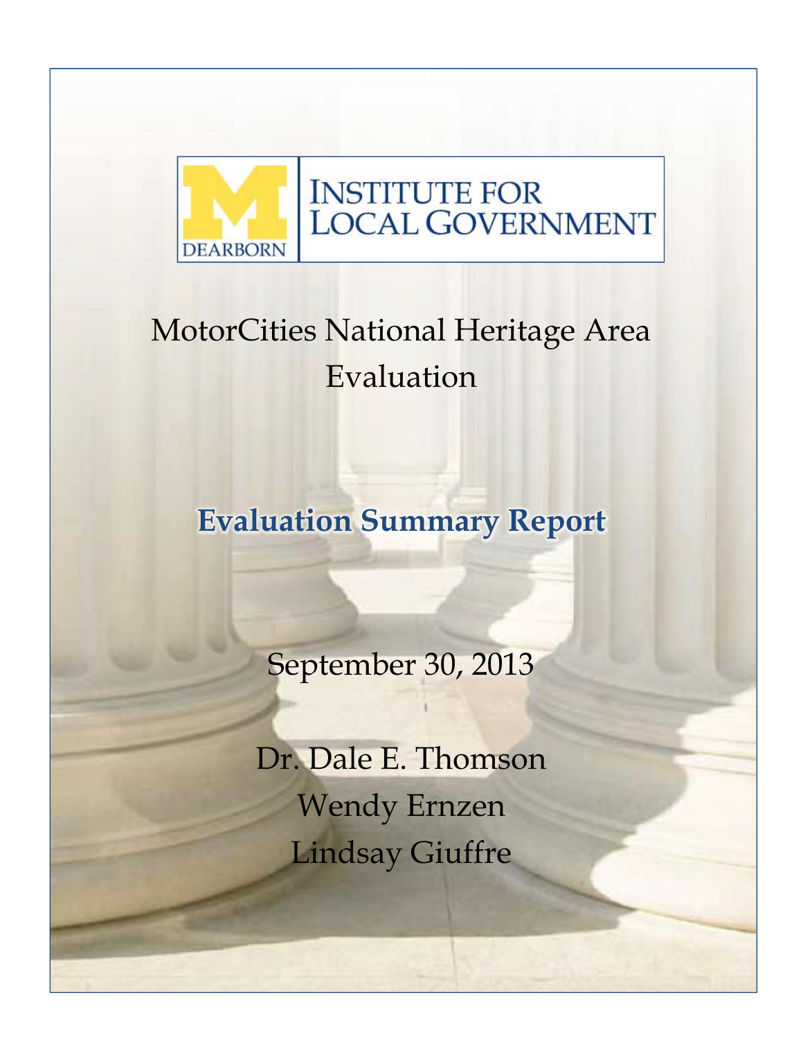INSTITUTE FOR LOCAL GOVERNMENT

DEARBORN

# MotorCities National Heritage Area Evaluation

## Evaluation Summary Report

September 30, 2013

Dr. Dale E. Thomson

Wendy Ernzen

Lindsay Giuffre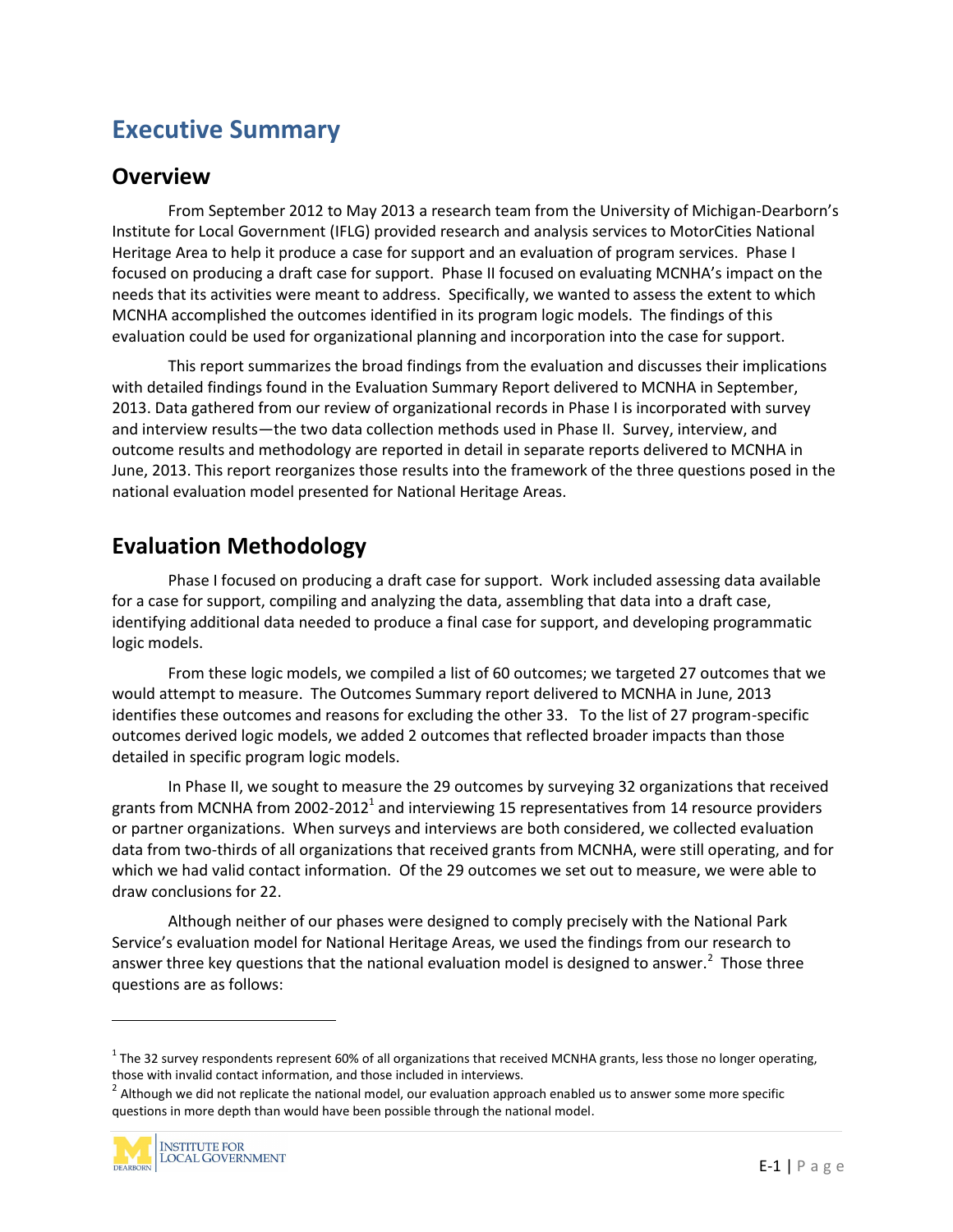# Executive Summary

## Overview

From September 2012 to May 2013 a research team from the University of Michigan-Dearborn's Institute for Local Government (IFLG) provided research and analysis services to MotorCities National Heritage Area to help it produce a case for support and an evaluation of program services. Phase I focused on producing a draft case for support. Phase II focused on evaluating MCNHA's impact on the needs that its activities were meant to address. Specifically, we wanted to assess the extent to which MCNHA accomplished the outcomes identified in its program logic models. The findings of this evaluation could be used for organizational planning and incorporation into the case for support.

This report summarizes the broad findings from the evaluation and discusses their implications with detailed findings found in the Evaluation Summary Report delivered to MCNHA in September, 2013. Data gathered from our review of organizational records in Phase I is incorporated with survey and interview results—the two data collection methods used in Phase II. Survey, interview, and outcome results and methodology are reported in detail in separate reports delivered to MCNHA in June, 2013. This report reorganizes those results into the framework of the three questions posed in the national evaluation model presented for National Heritage Areas.

## Evaluation Methodology

Phase I focused on producing a draft case for support. Work included assessing data available for a case for support, compiling and analyzing the data, assembling that data into a draft case, identifying additional data needed to produce a final case for support, and developing programmatic logic models.

From these logic models, we compiled a list of 60 outcomes; we targeted 27 outcomes that we would attempt to measure. The Outcomes Summary report delivered to MCNHA in June, 2013 identifies these outcomes and reasons for excluding the other 33. To the list of 27 program-specific outcomes derived logic models, we added 2 outcomes that reflected broader impacts than those detailed in specific program logic models.

In Phase II, we sought to measure the 29 outcomes by surveying 32 organizations that received grants from MCNHA from 2002-2012[1] and interviewing 15 representatives from 14 resource providers or partner organizations. When surveys and interviews are both considered, we collected evaluation data from two-thirds of all organizations that received grants from MCNHA, were still operating, and for which we had valid contact information. Of the 29 outcomes we set out to measure, we were able to draw conclusions for 22.

Although neither of our phases were designed to comply precisely with the National Park Service's evaluation model for National Heritage Areas, we used the findings from our research to answer three key questions that the national evaluation model is designed to answer.[2] Those three questions are as follows:

---

[1] The 32 survey respondents represent 60% of all organizations that received MCNHA grants, less those no longer operating, those with invalid contact information, and those included in interviews.

[2] Although we did not replicate the national model, our evaluation approach enabled us to answer some more specific questions in more depth than would have been possible through the national model.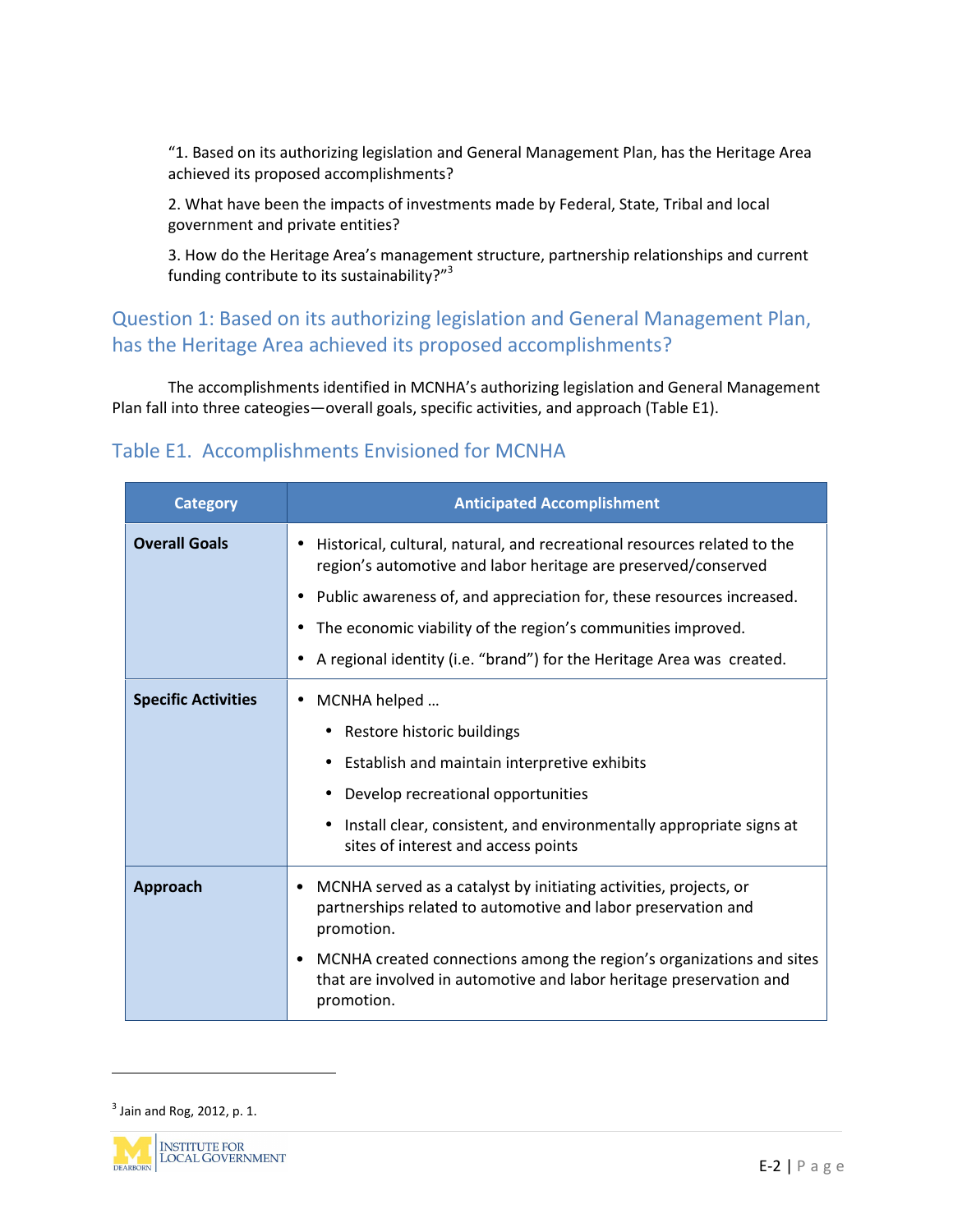"1. Based on its authorizing legislation and General Management Plan, has the Heritage Area achieved its proposed accomplishments?

2. What have been the impacts of investments made by Federal, State, Tribal and local government and private entities?

3. How do the Heritage Area's management structure, partnership relationships and current funding contribute to its sustainability?"[3]

## Question 1: Based on its authorizing legislation and General Management Plan, has the Heritage Area achieved its proposed accomplishments?

The accomplishments identified in MCNHA's authorizing legislation and General Management Plan fall into three cateogies—overall goals, specific activities, and approach (Table E1).

### Table E1. Accomplishments Envisioned for MCNHA

| Category | Anticipated Accomplishment |
|---|---|
| **Overall Goals** | • Historical, cultural, natural, and recreational resources related to the region's automotive and labor heritage are preserved/conserved<br>• Public awareness of, and appreciation for, these resources increased.<br>• The economic viability of the region's communities improved.<br>• A regional identity (i.e. "brand") for the Heritage Area was created. |
| **Specific Activities** | • MCNHA helped …<br>  • Restore historic buildings<br>  • Establish and maintain interpretive exhibits<br>  • Develop recreational opportunities<br>  • Install clear, consistent, and environmentally appropriate signs at sites of interest and access points |
| **Approach** | • MCNHA served as a catalyst by initiating activities, projects, or partnerships related to automotive and labor preservation and promotion.<br>• MCNHA created connections among the region's organizations and sites that are involved in automotive and labor heritage preservation and promotion. |

[3] Jain and Rog, 2012, p. 1.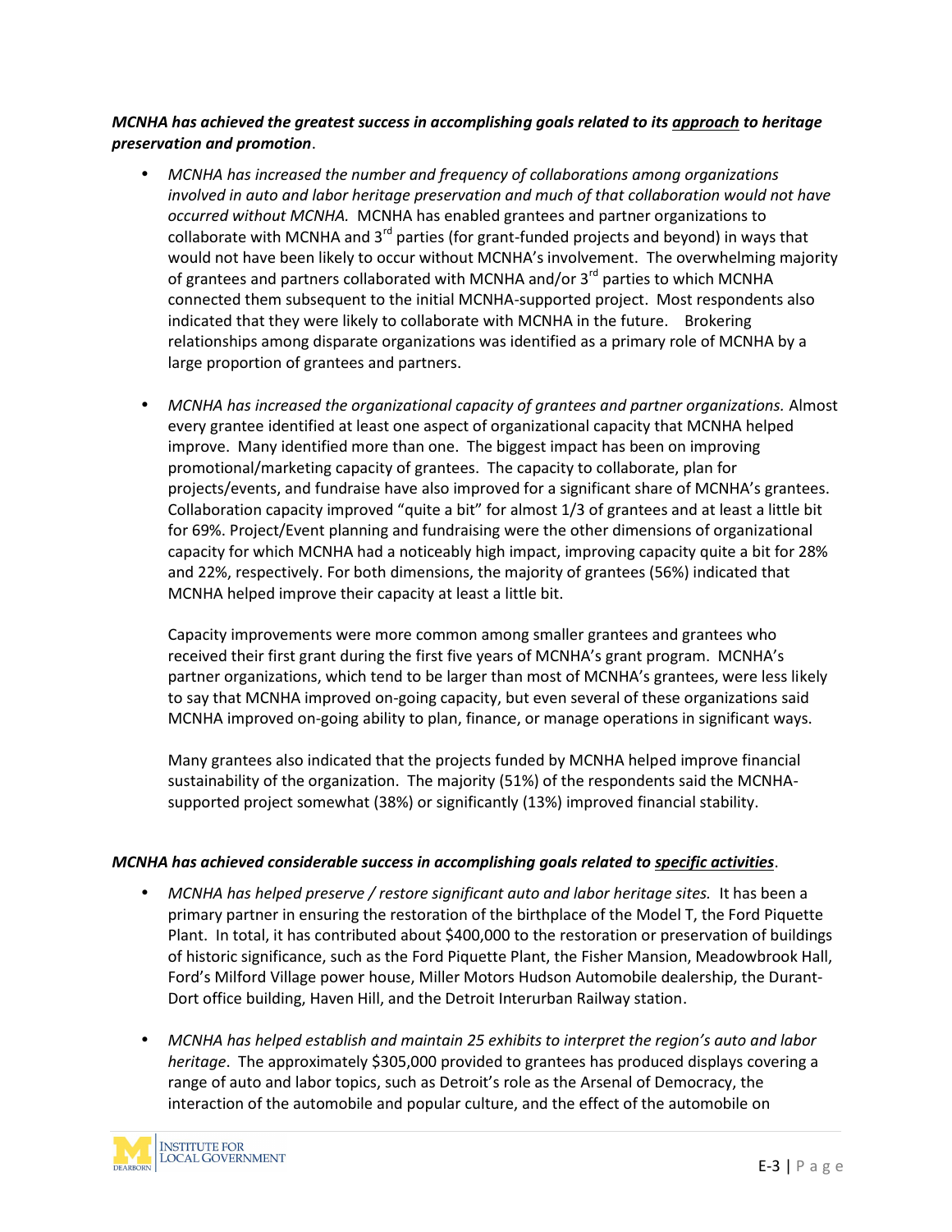***MCNHA has achieved the greatest success in accomplishing goals related to its <u>approach</u> to heritage preservation and promotion***.

- *MCNHA has increased the number and frequency of collaborations among organizations involved in auto and labor heritage preservation and much of that collaboration would not have occurred without MCNHA.* MCNHA has enabled grantees and partner organizations to collaborate with MCNHA and 3rd parties (for grant-funded projects and beyond) in ways that would not have been likely to occur without MCNHA's involvement. The overwhelming majority of grantees and partners collaborated with MCNHA and/or 3rd parties to which MCNHA connected them subsequent to the initial MCNHA-supported project. Most respondents also indicated that they were likely to collaborate with MCNHA in the future. Brokering relationships among disparate organizations was identified as a primary role of MCNHA by a large proportion of grantees and partners.

- *MCNHA has increased the organizational capacity of grantees and partner organizations.* Almost every grantee identified at least one aspect of organizational capacity that MCNHA helped improve. Many identified more than one. The biggest impact has been on improving promotional/marketing capacity of grantees. The capacity to collaborate, plan for projects/events, and fundraise have also improved for a significant share of MCNHA's grantees. Collaboration capacity improved "quite a bit" for almost 1/3 of grantees and at least a little bit for 69%. Project/Event planning and fundraising were the other dimensions of organizational capacity for which MCNHA had a noticeably high impact, improving capacity quite a bit for 28% and 22%, respectively. For both dimensions, the majority of grantees (56%) indicated that MCNHA helped improve their capacity at least a little bit.

  Capacity improvements were more common among smaller grantees and grantees who received their first grant during the first five years of MCNHA's grant program. MCNHA's partner organizations, which tend to be larger than most of MCNHA's grantees, were less likely to say that MCNHA improved on-going capacity, but even several of these organizations said MCNHA improved on-going ability to plan, finance, or manage operations in significant ways.

  Many grantees also indicated that the projects funded by MCNHA helped improve financial sustainability of the organization. The majority (51%) of the respondents said the MCNHA-supported project somewhat (38%) or significantly (13%) improved financial stability.

***MCNHA has achieved considerable success in accomplishing goals related to <u>specific activities</u>***.

- *MCNHA has helped preserve / restore significant auto and labor heritage sites.* It has been a primary partner in ensuring the restoration of the birthplace of the Model T, the Ford Piquette Plant. In total, it has contributed about $400,000 to the restoration or preservation of buildings of historic significance, such as the Ford Piquette Plant, the Fisher Mansion, Meadowbrook Hall, Ford's Milford Village power house, Miller Motors Hudson Automobile dealership, the Durant-Dort office building, Haven Hill, and the Detroit Interurban Railway station.

- *MCNHA has helped establish and maintain 25 exhibits to interpret the region's auto and labor heritage*. The approximately $305,000 provided to grantees has produced displays covering a range of auto and labor topics, such as Detroit's role as the Arsenal of Democracy, the interaction of the automobile and popular culture, and the effect of the automobile on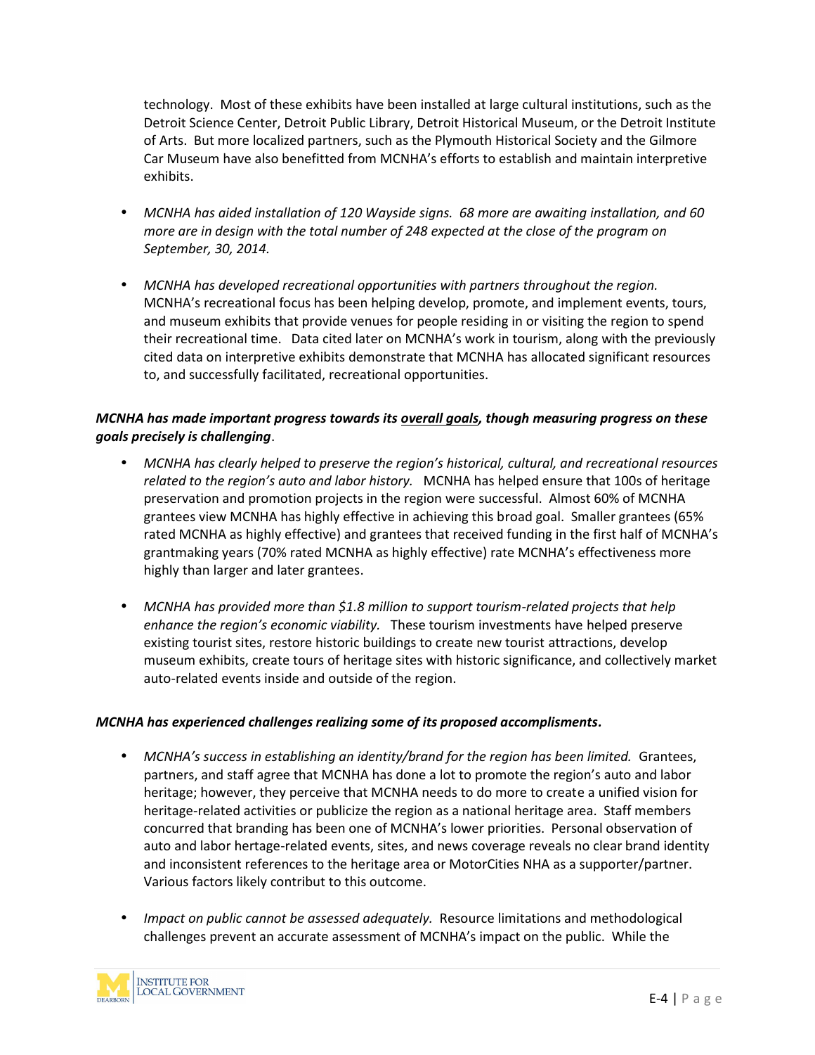technology. Most of these exhibits have been installed at large cultural institutions, such as the Detroit Science Center, Detroit Public Library, Detroit Historical Museum, or the Detroit Institute of Arts. But more localized partners, such as the Plymouth Historical Society and the Gilmore Car Museum have also benefitted from MCNHA's efforts to establish and maintain interpretive exhibits.

- *MCNHA has aided installation of 120 Wayside signs. 68 more are awaiting installation, and 60 more are in design with the total number of 248 expected at the close of the program on September, 30, 2014.*

- *MCNHA has developed recreational opportunities with partners throughout the region.* MCNHA's recreational focus has been helping develop, promote, and implement events, tours, and museum exhibits that provide venues for people residing in or visiting the region to spend their recreational time. Data cited later on MCNHA's work in tourism, along with the previously cited data on interpretive exhibits demonstrate that MCNHA has allocated significant resources to, and successfully facilitated, recreational opportunities.

***MCNHA has made important progress towards its <u>overall goals</u>, though measuring progress on these goals precisely is challenging*.**

- *MCNHA has clearly helped to preserve the region's historical, cultural, and recreational resources related to the region's auto and labor history.* MCNHA has helped ensure that 100s of heritage preservation and promotion projects in the region were successful. Almost 60% of MCNHA grantees view MCNHA has highly effective in achieving this broad goal. Smaller grantees (65% rated MCNHA as highly effective) and grantees that received funding in the first half of MCNHA's grantmaking years (70% rated MCNHA as highly effective) rate MCNHA's effectiveness more highly than larger and later grantees.

- *MCNHA has provided more than $1.8 million to support tourism-related projects that help enhance the region's economic viability.* These tourism investments have helped preserve existing tourist sites, restore historic buildings to create new tourist attractions, develop museum exhibits, create tours of heritage sites with historic significance, and collectively market auto-related events inside and outside of the region.

***MCNHA has experienced challenges realizing some of its proposed accomplisments.***

- *MCNHA's success in establishing an identity/brand for the region has been limited.* Grantees, partners, and staff agree that MCNHA has done a lot to promote the region's auto and labor heritage; however, they perceive that MCNHA needs to do more to create a unified vision for heritage-related activities or publicize the region as a national heritage area. Staff members concurred that branding has been one of MCNHA's lower priorities. Personal observation of auto and labor hertage-related events, sites, and news coverage reveals no clear brand identity and inconsistent references to the heritage area or MotorCities NHA as a supporter/partner. Various factors likely contribute to this outcome.

- *Impact on public cannot be assessed adequately.* Resource limitations and methodological challenges prevent an accurate assessment of MCNHA's impact on the public. While the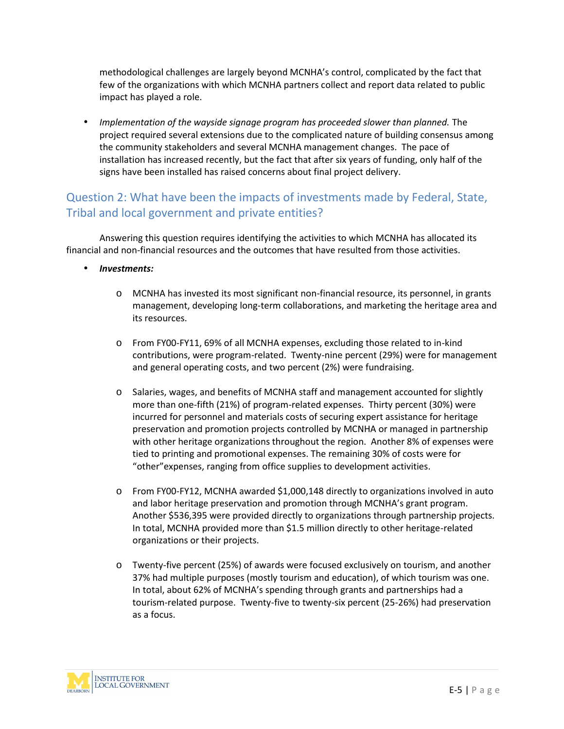methodological challenges are largely beyond MCNHA's control, complicated by the fact that few of the organizations with which MCNHA partners collect and report data related to public impact has played a role.

- *Implementation of the wayside signage program has proceeded slower than planned.* The project required several extensions due to the complicated nature of building consensus among the community stakeholders and several MCNHA management changes. The pace of installation has increased recently, but the fact that after six years of funding, only half of the signs have been installed has raised concerns about final project delivery.

## Question 2: What have been the impacts of investments made by Federal, State, Tribal and local government and private entities?

Answering this question requires identifying the activities to which MCNHA has allocated its financial and non-financial resources and the outcomes that have resulted from those activities.

- ***Investments:***
  - MCNHA has invested its most significant non-financial resource, its personnel, in grants management, developing long-term collaborations, and marketing the heritage area and its resources.
  - From FY00-FY11, 69% of all MCNHA expenses, excluding those related to in-kind contributions, were program-related. Twenty-nine percent (29%) were for management and general operating costs, and two percent (2%) were fundraising.
  - Salaries, wages, and benefits of MCNHA staff and management accounted for slightly more than one-fifth (21%) of program-related expenses. Thirty percent (30%) were incurred for personnel and materials costs of securing expert assistance for heritage preservation and promotion projects controlled by MCNHA or managed in partnership with other heritage organizations throughout the region. Another 8% of expenses were tied to printing and promotional expenses. The remaining 30% of costs were for "other"expenses, ranging from office supplies to development activities.
  - From FY00-FY12, MCNHA awarded $1,000,148 directly to organizations involved in auto and labor heritage preservation and promotion through MCNHA's grant program. Another $536,395 were provided directly to organizations through partnership projects. In total, MCNHA provided more than $1.5 million directly to other heritage-related organizations or their projects.
  - Twenty-five percent (25%) of awards were focused exclusively on tourism, and another 37% had multiple purposes (mostly tourism and education), of which tourism was one. In total, about 62% of MCNHA's spending through grants and partnerships had a tourism-related purpose. Twenty-five to twenty-six percent (25-26%) had preservation as a focus.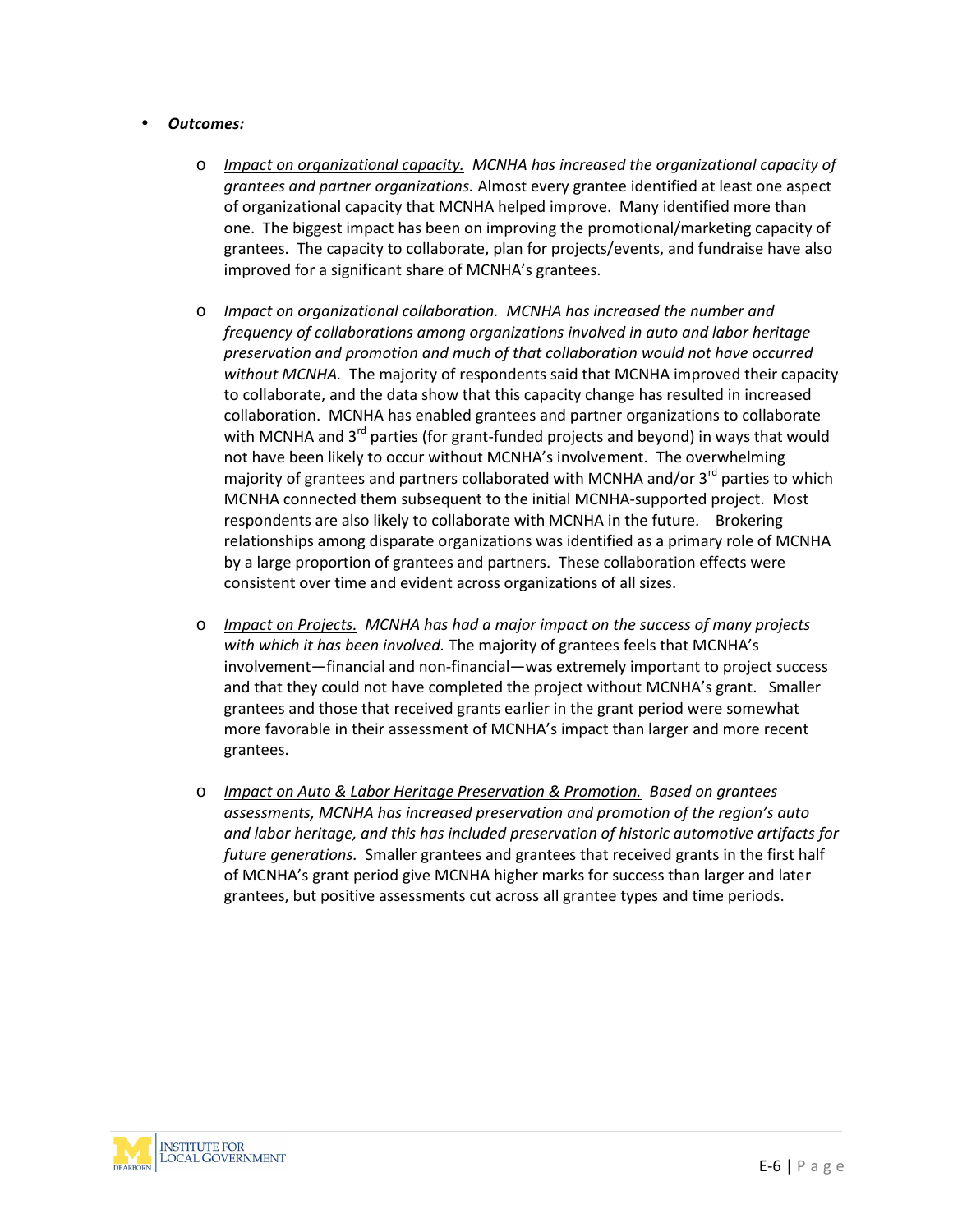- ***Outcomes:***
  - <u>Impact on organizational capacity.</u> *MCNHA has increased the organizational capacity of grantees and partner organizations.* Almost every grantee identified at least one aspect of organizational capacity that MCNHA helped improve. Many identified more than one. The biggest impact has been on improving the promotional/marketing capacity of grantees. The capacity to collaborate, plan for projects/events, and fundraise have also improved for a significant share of MCNHA's grantees.
  - <u>Impact on organizational collaboration.</u> *MCNHA has increased the number and frequency of collaborations among organizations involved in auto and labor heritage preservation and promotion and much of that collaboration would not have occurred without MCNHA.* The majority of respondents said that MCNHA improved their capacity to collaborate, and the data show that this capacity change has resulted in increased collaboration. MCNHA has enabled grantees and partner organizations to collaborate with MCNHA and 3rd parties (for grant-funded projects and beyond) in ways that would not have been likely to occur without MCNHA's involvement. The overwhelming majority of grantees and partners collaborated with MCNHA and/or 3rd parties to which MCNHA connected them subsequent to the initial MCNHA-supported project. Most respondents are also likely to collaborate with MCNHA in the future. Brokering relationships among disparate organizations was identified as a primary role of MCNHA by a large proportion of grantees and partners. These collaboration effects were consistent over time and evident across organizations of all sizes.
  - <u>Impact on Projects.</u> *MCNHA has had a major impact on the success of many projects with which it has been involved.* The majority of grantees feels that MCNHA's involvement—financial and non-financial—was extremely important to project success and that they could not have completed the project without MCNHA's grant. Smaller grantees and those that received grants earlier in the grant period were somewhat more favorable in their assessment of MCNHA's impact than larger and more recent grantees.
  - <u>Impact on Auto & Labor Heritage Preservation & Promotion.</u> *Based on grantees assessments, MCNHA has increased preservation and promotion of the region's auto and labor heritage, and this has included preservation of historic automotive artifacts for future generations.* Smaller grantees and grantees that received grants in the first half of MCNHA's grant period give MCNHA higher marks for success than larger and later grantees, but positive assessments cut across all grantee types and time periods.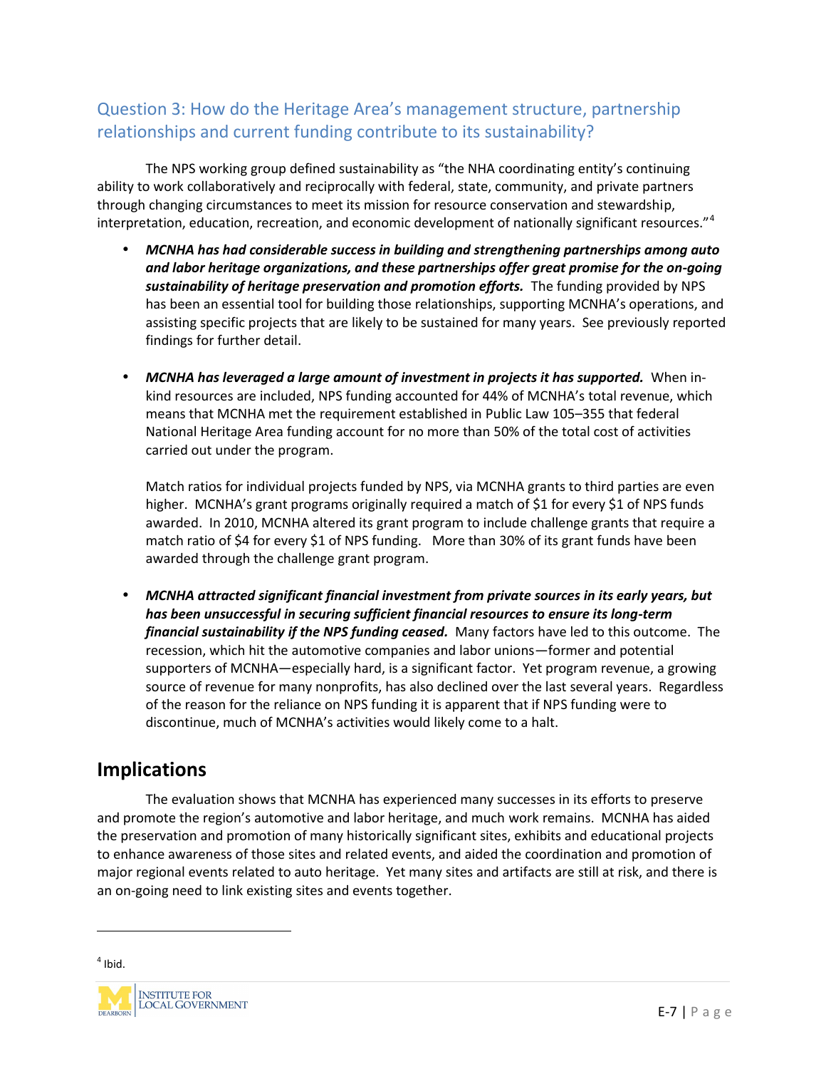### Question 3: How do the Heritage Area's management structure, partnership relationships and current funding contribute to its sustainability?

The NPS working group defined sustainability as "the NHA coordinating entity's continuing ability to work collaboratively and reciprocally with federal, state, community, and private partners through changing circumstances to meet its mission for resource conservation and stewardship, interpretation, education, recreation, and economic development of nationally significant resources."[4]

- ***MCNHA has had considerable success in building and strengthening partnerships among auto and labor heritage organizations, and these partnerships offer great promise for the on-going sustainability of heritage preservation and promotion efforts.*** The funding provided by NPS has been an essential tool for building those relationships, supporting MCNHA's operations, and assisting specific projects that are likely to be sustained for many years. See previously reported findings for further detail.

- ***MCNHA has leveraged a large amount of investment in projects it has supported.*** When in-kind resources are included, NPS funding accounted for 44% of MCNHA's total revenue, which means that MCNHA met the requirement established in Public Law 105–355 that federal National Heritage Area funding account for no more than 50% of the total cost of activities carried out under the program.

  Match ratios for individual projects funded by NPS, via MCNHA grants to third parties are even higher. MCNHA's grant programs originally required a match of $1 for every $1 of NPS funds awarded. In 2010, MCNHA altered its grant program to include challenge grants that require a match ratio of $4 for every $1 of NPS funding. More than 30% of its grant funds have been awarded through the challenge grant program.

- ***MCNHA attracted significant financial investment from private sources in its early years, but has been unsuccessful in securing sufficient financial resources to ensure its long-term financial sustainability if the NPS funding ceased.*** Many factors have led to this outcome. The recession, which hit the automotive companies and labor unions—former and potential supporters of MCNHA—especially hard, is a significant factor. Yet program revenue, a growing source of revenue for many nonprofits, has also declined over the last several years. Regardless of the reason for the reliance on NPS funding it is apparent that if NPS funding were to discontinue, much of MCNHA's activities would likely come to a halt.

## Implications

The evaluation shows that MCNHA has experienced many successes in its efforts to preserve and promote the region's automotive and labor heritage, and much work remains. MCNHA has aided the preservation and promotion of many historically significant sites, exhibits and educational projects to enhance awareness of those sites and related events, and aided the coordination and promotion of major regional events related to auto heritage. Yet many sites and artifacts are still at risk, and there is an on-going need to link existing sites and events together.

[4] Ibid.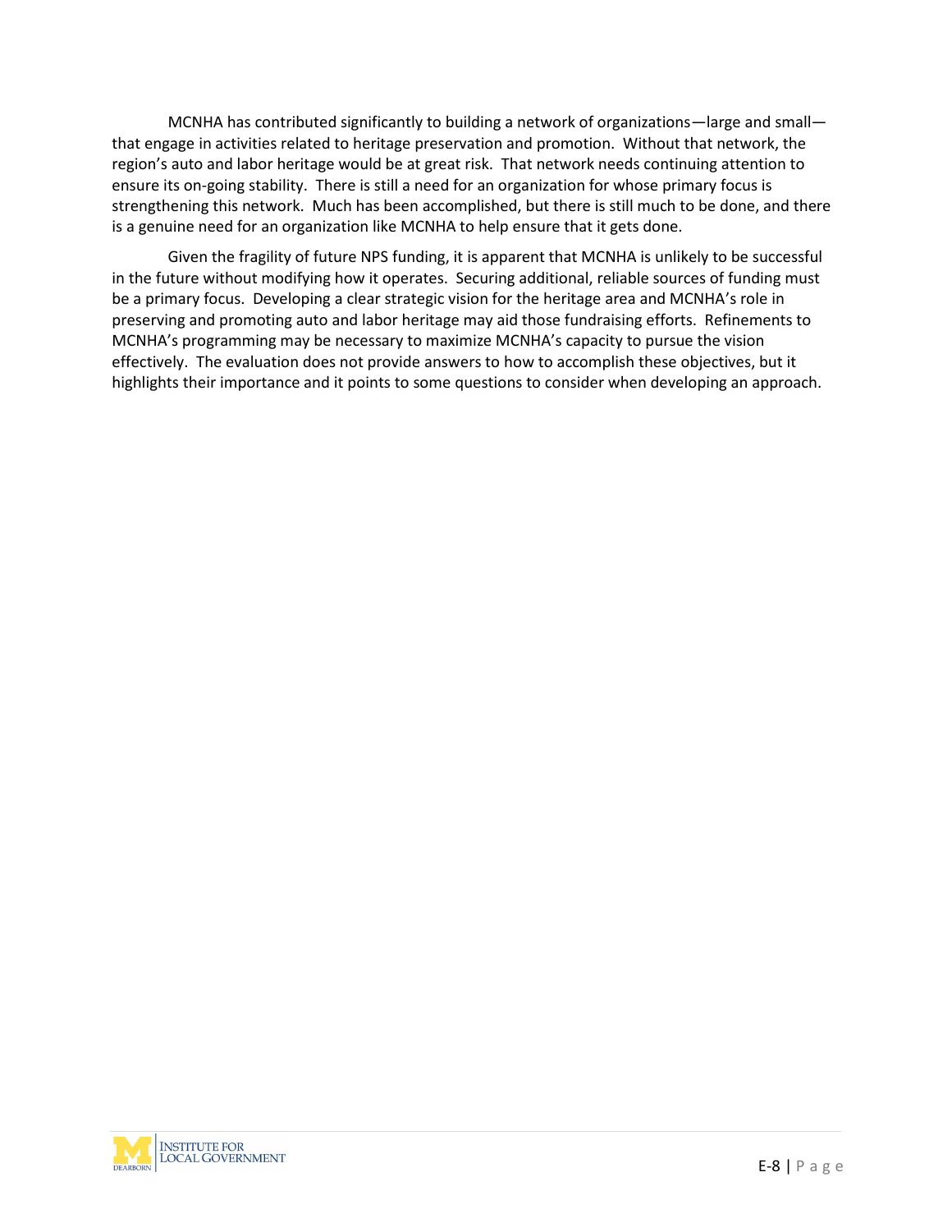MCNHA has contributed significantly to building a network of organizations—large and small—that engage in activities related to heritage preservation and promotion. Without that network, the region's auto and labor heritage would be at great risk. That network needs continuing attention to ensure its on-going stability. There is still a need for an organization for whose primary focus is strengthening this network. Much has been accomplished, but there is still much to be done, and there is a genuine need for an organization like MCNHA to help ensure that it gets done.

Given the fragility of future NPS funding, it is apparent that MCNHA is unlikely to be successful in the future without modifying how it operates. Securing additional, reliable sources of funding must be a primary focus. Developing a clear strategic vision for the heritage area and MCNHA's role in preserving and promoting auto and labor heritage may aid those fundraising efforts. Refinements to MCNHA's programming may be necessary to maximize MCNHA's capacity to pursue the vision effectively. The evaluation does not provide answers to how to accomplish these objectives, but it highlights their importance and it points to some questions to consider when developing an approach.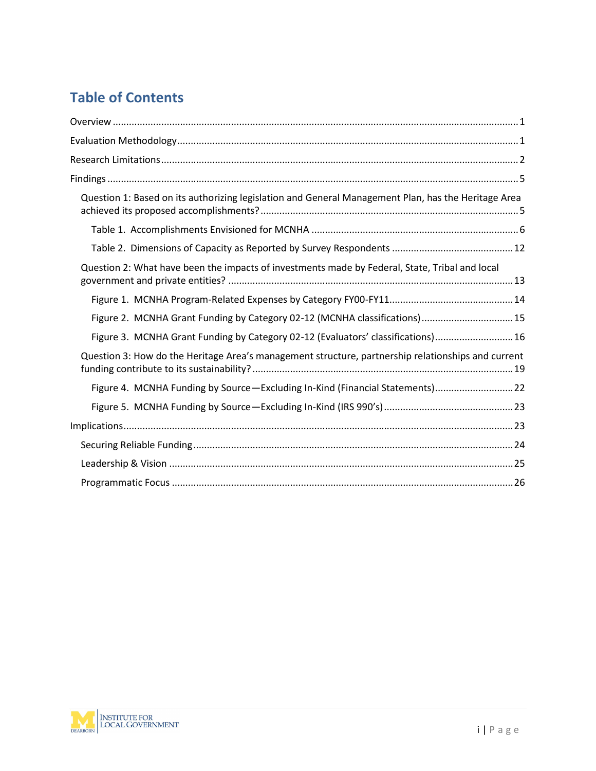# Table of Contents

Overview ..... 1

Evaluation Methodology ..... 1

Research Limitations ..... 2

Findings ..... 5

- Question 1: Based on its authorizing legislation and General Management Plan, has the Heritage Area achieved its proposed accomplishments? ..... 5
  - Table 1. Accomplishments Envisioned for MCNHA ..... 6
  - Table 2. Dimensions of Capacity as Reported by Survey Respondents ..... 12
- Question 2: What have been the impacts of investments made by Federal, State, Tribal and local government and private entities? ..... 13
  - Figure 1. MCNHA Program-Related Expenses by Category FY00-FY11 ..... 14
  - Figure 2. MCNHA Grant Funding by Category 02-12 (MCNHA classifications) ..... 15
  - Figure 3. MCNHA Grant Funding by Category 02-12 (Evaluators' classifications) ..... 16
- Question 3: How do the Heritage Area's management structure, partnership relationships and current funding contribute to its sustainability? ..... 19
  - Figure 4. MCNHA Funding by Source—Excluding In-Kind (Financial Statements) ..... 22
  - Figure 5. MCNHA Funding by Source—Excluding In-Kind (IRS 990's) ..... 23

Implications ..... 23

- Securing Reliable Funding ..... 24
- Leadership & Vision ..... 25
- Programmatic Focus ..... 26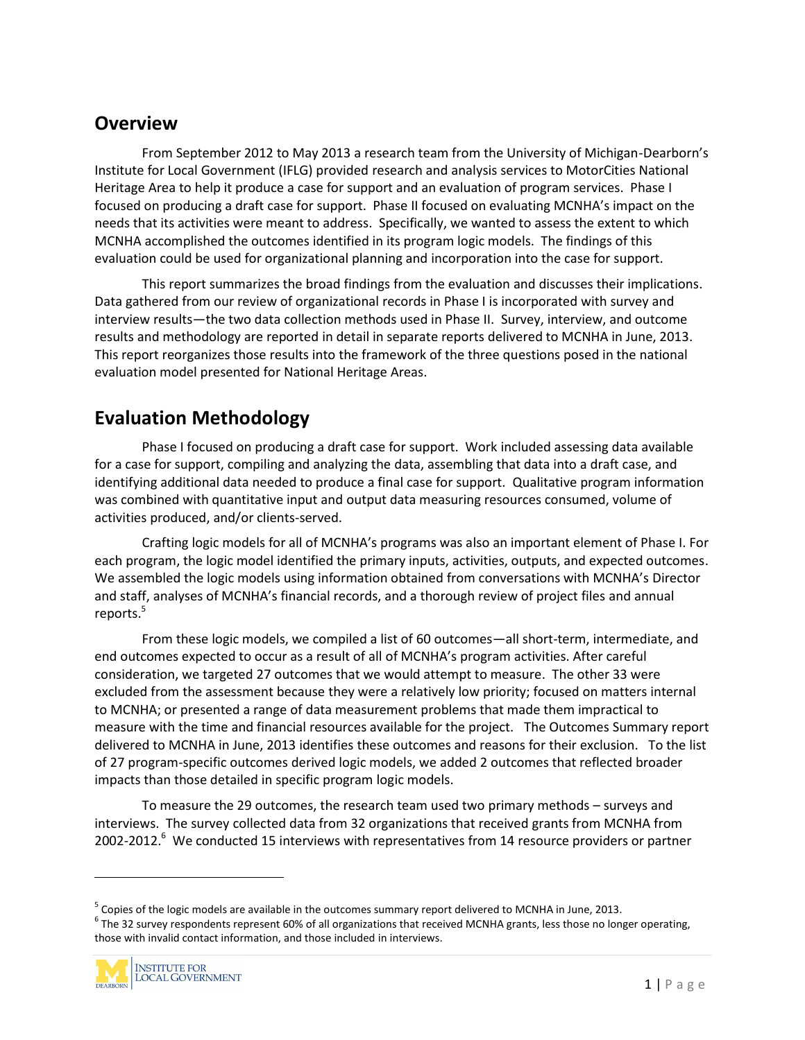## Overview

From September 2012 to May 2013 a research team from the University of Michigan-Dearborn's Institute for Local Government (IFLG) provided research and analysis services to MotorCities National Heritage Area to help it produce a case for support and an evaluation of program services. Phase I focused on producing a draft case for support. Phase II focused on evaluating MCNHA's impact on the needs that its activities were meant to address. Specifically, we wanted to assess the extent to which MCNHA accomplished the outcomes identified in its program logic models. The findings of this evaluation could be used for organizational planning and incorporation into the case for support.

This report summarizes the broad findings from the evaluation and discusses their implications. Data gathered from our review of organizational records in Phase I is incorporated with survey and interview results—the two data collection methods used in Phase II. Survey, interview, and outcome results and methodology are reported in detail in separate reports delivered to MCNHA in June, 2013. This report reorganizes those results into the framework of the three questions posed in the national evaluation model presented for National Heritage Areas.

## Evaluation Methodology

Phase I focused on producing a draft case for support. Work included assessing data available for a case for support, compiling and analyzing the data, assembling that data into a draft case, and identifying additional data needed to produce a final case for support. Qualitative program information was combined with quantitative input and output data measuring resources consumed, volume of activities produced, and/or clients-served.

Crafting logic models for all of MCNHA's programs was also an important element of Phase I. For each program, the logic model identified the primary inputs, activities, outputs, and expected outcomes. We assembled the logic models using information obtained from conversations with MCNHA's Director and staff, analyses of MCNHA's financial records, and a thorough review of project files and annual reports.[5]

From these logic models, we compiled a list of 60 outcomes—all short-term, intermediate, and end outcomes expected to occur as a result of all of MCNHA's program activities. After careful consideration, we targeted 27 outcomes that we would attempt to measure. The other 33 were excluded from the assessment because they were a relatively low priority; focused on matters internal to MCNHA; or presented a range of data measurement problems that made them impractical to measure with the time and financial resources available for the project. The Outcomes Summary report delivered to MCNHA in June, 2013 identifies these outcomes and reasons for their exclusion. To the list of 27 program-specific outcomes derived logic models, we added 2 outcomes that reflected broader impacts than those detailed in specific program logic models.

To measure the 29 outcomes, the research team used two primary methods – surveys and interviews. The survey collected data from 32 organizations that received grants from MCNHA from 2002-2012.[6] We conducted 15 interviews with representatives from 14 resource providers or partner

---

[5] Copies of the logic models are available in the outcomes summary report delivered to MCNHA in June, 2013.

[6] The 32 survey respondents represent 60% of all organizations that received MCNHA grants, less those no longer operating, those with invalid contact information, and those included in interviews.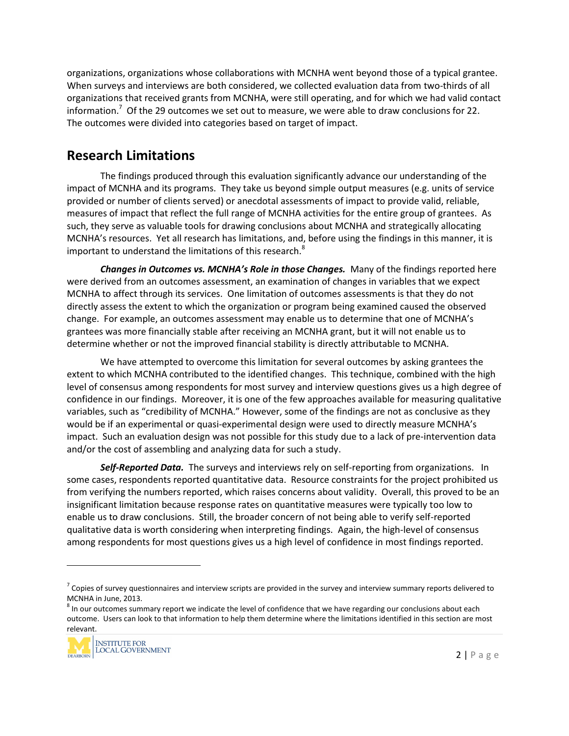organizations, organizations whose collaborations with MCNHA went beyond those of a typical grantee. When surveys and interviews are both considered, we collected evaluation data from two-thirds of all organizations that received grants from MCNHA, were still operating, and for which we had valid contact information.[7] Of the 29 outcomes we set out to measure, we were able to draw conclusions for 22. The outcomes were divided into categories based on target of impact.

## Research Limitations

The findings produced through this evaluation significantly advance our understanding of the impact of MCNHA and its programs. They take us beyond simple output measures (e.g. units of service provided or number of clients served) or anecdotal assessments of impact to provide valid, reliable, measures of impact that reflect the full range of MCNHA activities for the entire group of grantees. As such, they serve as valuable tools for drawing conclusions about MCNHA and strategically allocating MCNHA's resources. Yet all research has limitations, and, before using the findings in this manner, it is important to understand the limitations of this research.[8]

***Changes in Outcomes vs. MCNHA's Role in those Changes.*** Many of the findings reported here were derived from an outcomes assessment, an examination of changes in variables that we expect MCNHA to affect through its services. One limitation of outcomes assessments is that they do not directly assess the extent to which the organization or program being examined caused the observed change. For example, an outcomes assessment may enable us to determine that one of MCNHA's grantees was more financially stable after receiving an MCNHA grant, but it will not enable us to determine whether or not the improved financial stability is directly attributable to MCNHA.

We have attempted to overcome this limitation for several outcomes by asking grantees the extent to which MCNHA contributed to the identified changes. This technique, combined with the high level of consensus among respondents for most survey and interview questions gives us a high degree of confidence in our findings. Moreover, it is one of the few approaches available for measuring qualitative variables, such as "credibility of MCNHA." However, some of the findings are not as conclusive as they would be if an experimental or quasi-experimental design were used to directly measure MCNHA's impact. Such an evaluation design was not possible for this study due to a lack of pre-intervention data and/or the cost of assembling and analyzing data for such a study.

***Self-Reported Data.*** The surveys and interviews rely on self-reporting from organizations. In some cases, respondents reported quantitative data. Resource constraints for the project prohibited us from verifying the numbers reported, which raises concerns about validity. Overall, this proved to be an insignificant limitation because response rates on quantitative measures were typically too low to enable us to draw conclusions. Still, the broader concern of not being able to verify self-reported qualitative data is worth considering when interpreting findings. Again, the high-level of consensus among respondents for most questions gives us a high level of confidence in most findings reported.

---

[7] Copies of survey questionnaires and interview scripts are provided in the survey and interview summary reports delivered to MCNHA in June, 2013.

[8] In our outcomes summary report we indicate the level of confidence that we have regarding our conclusions about each outcome. Users can look to that information to help them determine where the limitations identified in this section are most relevant.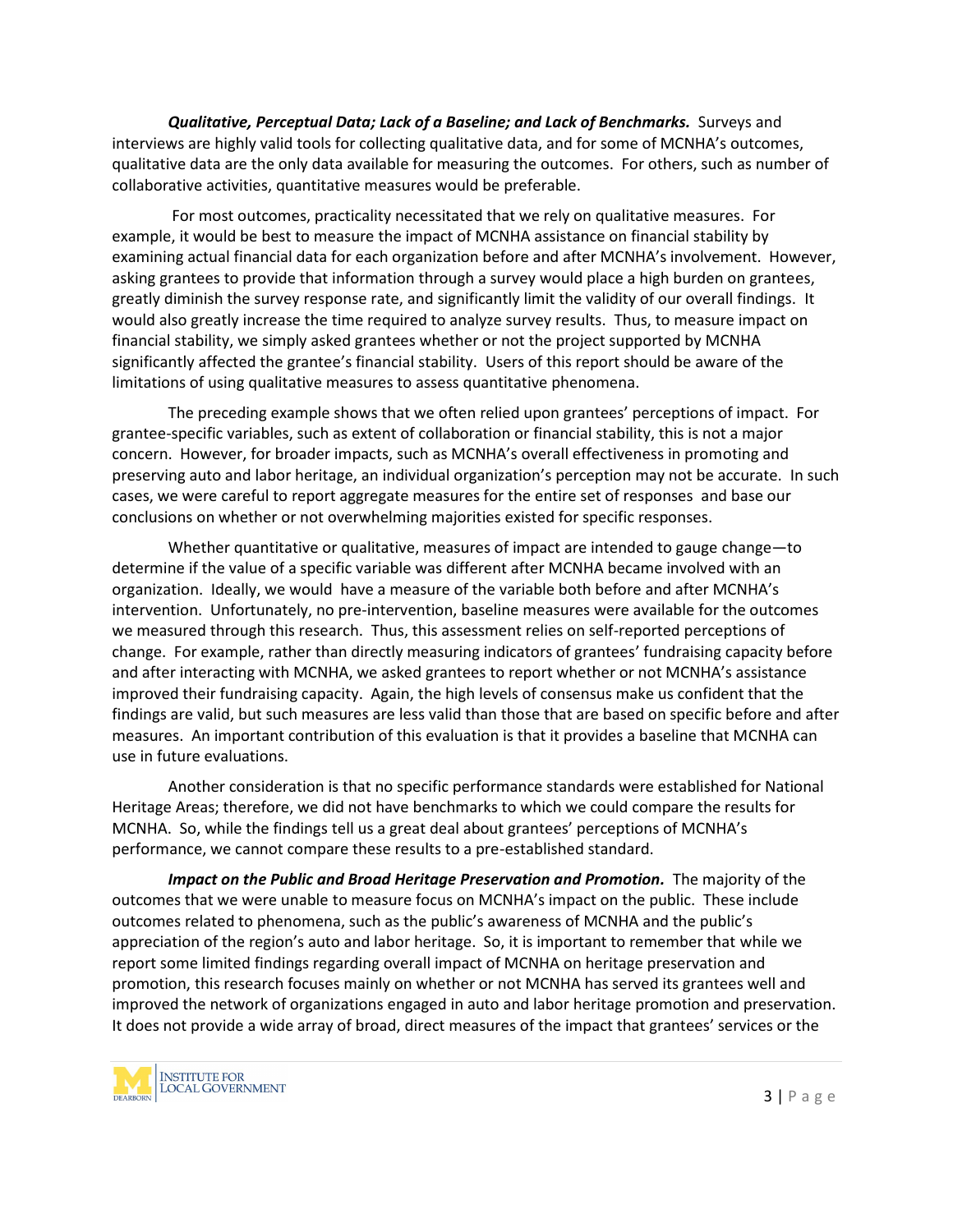***Qualitative, Perceptual Data; Lack of a Baseline; and Lack of Benchmarks.*** Surveys and interviews are highly valid tools for collecting qualitative data, and for some of MCNHA's outcomes, qualitative data are the only data available for measuring the outcomes. For others, such as number of collaborative activities, quantitative measures would be preferable.

For most outcomes, practicality necessitated that we rely on qualitative measures. For example, it would be best to measure the impact of MCNHA assistance on financial stability by examining actual financial data for each organization before and after MCNHA's involvement. However, asking grantees to provide that information through a survey would place a high burden on grantees, greatly diminish the survey response rate, and significantly limit the validity of our overall findings. It would also greatly increase the time required to analyze survey results. Thus, to measure impact on financial stability, we simply asked grantees whether or not the project supported by MCNHA significantly affected the grantee's financial stability. Users of this report should be aware of the limitations of using qualitative measures to assess quantitative phenomena.

The preceding example shows that we often relied upon grantees' perceptions of impact. For grantee-specific variables, such as extent of collaboration or financial stability, this is not a major concern. However, for broader impacts, such as MCNHA's overall effectiveness in promoting and preserving auto and labor heritage, an individual organization's perception may not be accurate. In such cases, we were careful to report aggregate measures for the entire set of responses and base our conclusions on whether or not overwhelming majorities existed for specific responses.

Whether quantitative or qualitative, measures of impact are intended to gauge change—to determine if the value of a specific variable was different after MCNHA became involved with an organization. Ideally, we would have a measure of the variable both before and after MCNHA's intervention. Unfortunately, no pre-intervention, baseline measures were available for the outcomes we measured through this research. Thus, this assessment relies on self-reported perceptions of change. For example, rather than directly measuring indicators of grantees' fundraising capacity before and after interacting with MCNHA, we asked grantees to report whether or not MCNHA's assistance improved their fundraising capacity. Again, the high levels of consensus make us confident that the findings are valid, but such measures are less valid than those that are based on specific before and after measures. An important contribution of this evaluation is that it provides a baseline that MCNHA can use in future evaluations.

Another consideration is that no specific performance standards were established for National Heritage Areas; therefore, we did not have benchmarks to which we could compare the results for MCNHA. So, while the findings tell us a great deal about grantees' perceptions of MCNHA's performance, we cannot compare these results to a pre-established standard.

***Impact on the Public and Broad Heritage Preservation and Promotion.*** The majority of the outcomes that we were unable to measure focus on MCNHA's impact on the public. These include outcomes related to phenomena, such as the public's awareness of MCNHA and the public's appreciation of the region's auto and labor heritage. So, it is important to remember that while we report some limited findings regarding overall impact of MCNHA on heritage preservation and promotion, this research focuses mainly on whether or not MCNHA has served its grantees well and improved the network of organizations engaged in auto and labor heritage promotion and preservation. It does not provide a wide array of broad, direct measures of the impact that grantees' services or the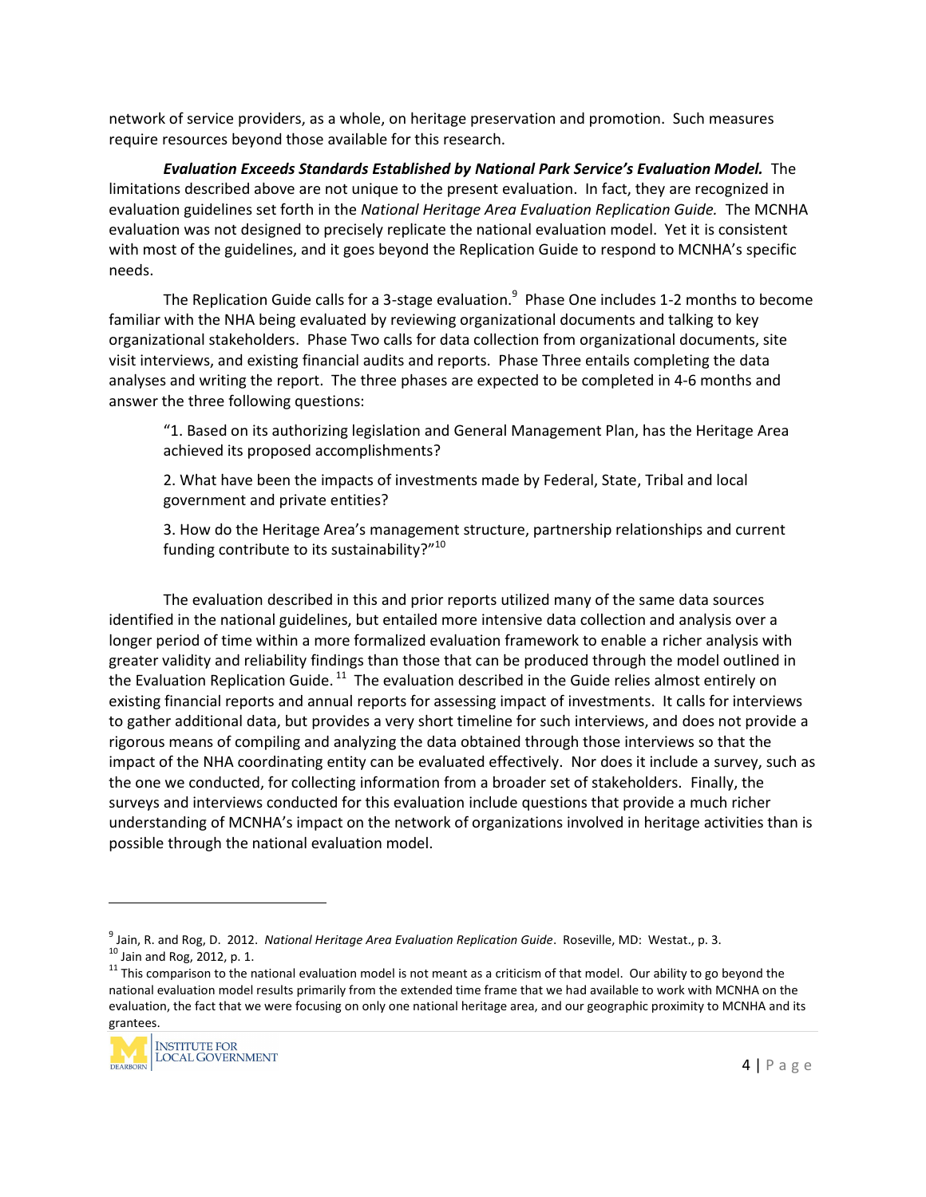network of service providers, as a whole, on heritage preservation and promotion. Such measures require resources beyond those available for this research.

***Evaluation Exceeds Standards Established by National Park Service's Evaluation Model.*** The limitations described above are not unique to the present evaluation. In fact, they are recognized in evaluation guidelines set forth in the *National Heritage Area Evaluation Replication Guide.* The MCNHA evaluation was not designed to precisely replicate the national evaluation model. Yet it is consistent with most of the guidelines, and it goes beyond the Replication Guide to respond to MCNHA's specific needs.

The Replication Guide calls for a 3-stage evaluation.[9] Phase One includes 1-2 months to become familiar with the NHA being evaluated by reviewing organizational documents and talking to key organizational stakeholders. Phase Two calls for data collection from organizational documents, site visit interviews, and existing financial audits and reports. Phase Three entails completing the data analyses and writing the report. The three phases are expected to be completed in 4-6 months and answer the three following questions:

> "1. Based on its authorizing legislation and General Management Plan, has the Heritage Area achieved its proposed accomplishments?
>
> 2. What have been the impacts of investments made by Federal, State, Tribal and local government and private entities?
>
> 3. How do the Heritage Area's management structure, partnership relationships and current funding contribute to its sustainability?"[10]

The evaluation described in this and prior reports utilized many of the same data sources identified in the national guidelines, but entailed more intensive data collection and analysis over a longer period of time within a more formalized evaluation framework to enable a richer analysis with greater validity and reliability findings than those that can be produced through the model outlined in the Evaluation Replication Guide.[11] The evaluation described in the Guide relies almost entirely on existing financial reports and annual reports for assessing impact of investments. It calls for interviews to gather additional data, but provides a very short timeline for such interviews, and does not provide a rigorous means of compiling and analyzing the data obtained through those interviews so that the impact of the NHA coordinating entity can be evaluated effectively. Nor does it include a survey, such as the one we conducted, for collecting information from a broader set of stakeholders. Finally, the surveys and interviews conducted for this evaluation include questions that provide a much richer understanding of MCNHA's impact on the network of organizations involved in heritage activities than is possible through the national evaluation model.

---

[9] Jain, R. and Rog, D. 2012. *National Heritage Area Evaluation Replication Guide*. Roseville, MD: Westat., p. 3.

[10] Jain and Rog, 2012, p. 1.

[11] This comparison to the national evaluation model is not meant as a criticism of that model. Our ability to go beyond the national evaluation model results primarily from the extended time frame that we had available to work with MCNHA on the evaluation, the fact that we were focusing on only one national heritage area, and our geographic proximity to MCNHA and its grantees.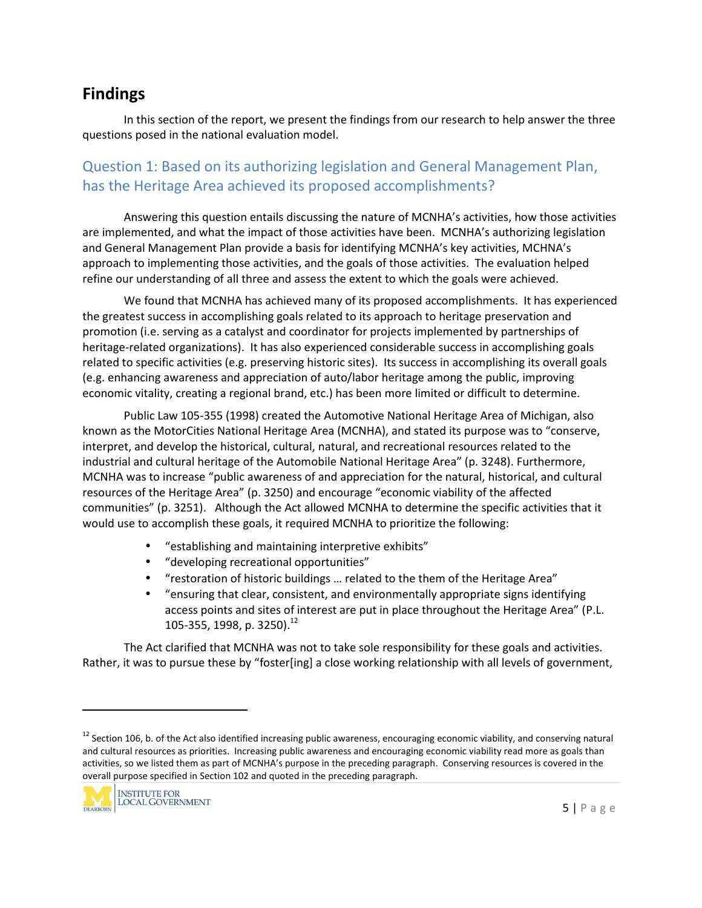## Findings

In this section of the report, we present the findings from our research to help answer the three questions posed in the national evaluation model.

### Question 1: Based on its authorizing legislation and General Management Plan, has the Heritage Area achieved its proposed accomplishments?

Answering this question entails discussing the nature of MCNHA's activities, how those activities are implemented, and what the impact of those activities have been. MCNHA's authorizing legislation and General Management Plan provide a basis for identifying MCNHA's key activities, MCHNA's approach to implementing those activities, and the goals of those activities. The evaluation helped refine our understanding of all three and assess the extent to which the goals were achieved.

We found that MCNHA has achieved many of its proposed accomplishments. It has experienced the greatest success in accomplishing goals related to its approach to heritage preservation and promotion (i.e. serving as a catalyst and coordinator for projects implemented by partnerships of heritage-related organizations). It has also experienced considerable success in accomplishing goals related to specific activities (e.g. preserving historic sites). Its success in accomplishing its overall goals (e.g. enhancing awareness and appreciation of auto/labor heritage among the public, improving economic vitality, creating a regional brand, etc.) has been more limited or difficult to determine.

Public Law 105-355 (1998) created the Automotive National Heritage Area of Michigan, also known as the MotorCities National Heritage Area (MCNHA), and stated its purpose was to "conserve, interpret, and develop the historical, cultural, natural, and recreational resources related to the industrial and cultural heritage of the Automobile National Heritage Area" (p. 3248). Furthermore, MCNHA was to increase "public awareness of and appreciation for the natural, historical, and cultural resources of the Heritage Area" (p. 3250) and encourage "economic viability of the affected communities" (p. 3251). Although the Act allowed MCNHA to determine the specific activities that it would use to accomplish these goals, it required MCNHA to prioritize the following:

- "establishing and maintaining interpretive exhibits"
- "developing recreational opportunities"
- "restoration of historic buildings … related to the them of the Heritage Area"
- "ensuring that clear, consistent, and environmentally appropriate signs identifying access points and sites of interest are put in place throughout the Heritage Area" (P.L. 105-355, 1998, p. 3250).[12]

The Act clarified that MCNHA was not to take sole responsibility for these goals and activities. Rather, it was to pursue these by "foster[ing] a close working relationship with all levels of government,

[12] Section 106, b. of the Act also identified increasing public awareness, encouraging economic viability, and conserving natural and cultural resources as priorities. Increasing public awareness and encouraging economic viability read more as goals than activities, so we listed them as part of MCNHA's purpose in the preceding paragraph. Conserving resources is covered in the overall purpose specified in Section 102 and quoted in the preceding paragraph.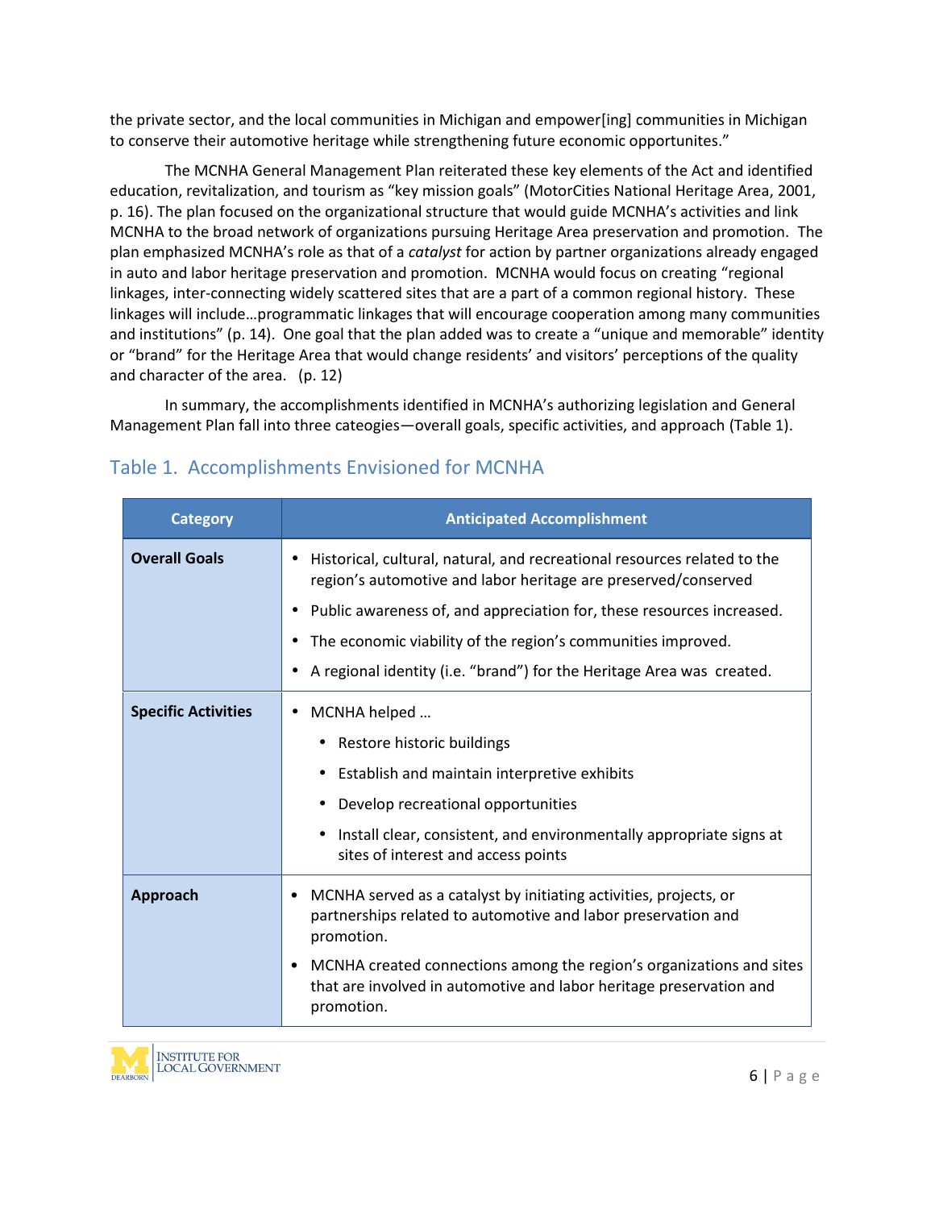the private sector, and the local communities in Michigan and empower[ing] communities in Michigan to conserve their automotive heritage while strengthening future economic opportunites."

The MCNHA General Management Plan reiterated these key elements of the Act and identified education, revitalization, and tourism as "key mission goals" (MotorCities National Heritage Area, 2001, p. 16). The plan focused on the organizational structure that would guide MCNHA's activities and link MCNHA to the broad network of organizations pursuing Heritage Area preservation and promotion. The plan emphasized MCNHA's role as that of a *catalyst* for action by partner organizations already engaged in auto and labor heritage preservation and promotion. MCNHA would focus on creating "regional linkages, inter-connecting widely scattered sites that are a part of a common regional history. These linkages will include…programmatic linkages that will encourage cooperation among many communities and institutions" (p. 14). One goal that the plan added was to create a "unique and memorable" identity or "brand" for the Heritage Area that would change residents' and visitors' perceptions of the quality and character of the area. (p. 12)

In summary, the accomplishments identified in MCNHA's authorizing legislation and General Management Plan fall into three cateogies—overall goals, specific activities, and approach (Table 1).

## Table 1. Accomplishments Envisioned for MCNHA

| Category | Anticipated Accomplishment |
|---|---|
| **Overall Goals** | • Historical, cultural, natural, and recreational resources related to the region's automotive and labor heritage are preserved/conserved<br>• Public awareness of, and appreciation for, these resources increased.<br>• The economic viability of the region's communities improved.<br>• A regional identity (i.e. "brand") for the Heritage Area was created. |
| **Specific Activities** | • MCNHA helped …<br>  • Restore historic buildings<br>  • Establish and maintain interpretive exhibits<br>  • Develop recreational opportunities<br>  • Install clear, consistent, and environmentally appropriate signs at sites of interest and access points |
| **Approach** | • MCNHA served as a catalyst by initiating activities, projects, or partnerships related to automotive and labor preservation and promotion.<br>• MCNHA created connections among the region's organizations and sites that are involved in automotive and labor heritage preservation and promotion. |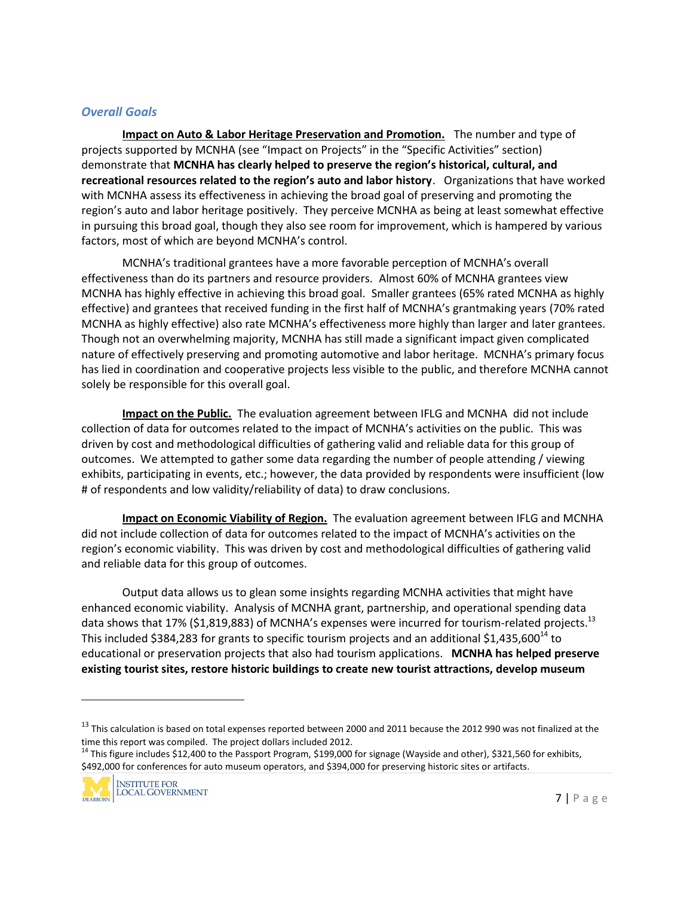### *Overall Goals*

**Impact on Auto & Labor Heritage Preservation and Promotion.** The number and type of projects supported by MCNHA (see "Impact on Projects" in the "Specific Activities" section) demonstrate that **MCNHA has clearly helped to preserve the region's historical, cultural, and recreational resources related to the region's auto and labor history**. Organizations that have worked with MCNHA assess its effectiveness in achieving the broad goal of preserving and promoting the region's auto and labor heritage positively. They perceive MCNHA as being at least somewhat effective in pursuing this broad goal, though they also see room for improvement, which is hampered by various factors, most of which are beyond MCNHA's control.

MCNHA's traditional grantees have a more favorable perception of MCNHA's overall effectiveness than do its partners and resource providers. Almost 60% of MCNHA grantees view MCNHA has highly effective in achieving this broad goal. Smaller grantees (65% rated MCNHA as highly effective) and grantees that received funding in the first half of MCNHA's grantmaking years (70% rated MCNHA as highly effective) also rate MCNHA's effectiveness more highly than larger and later grantees. Though not an overwhelming majority, MCNHA has still made a significant impact given complicated nature of effectively preserving and promoting automotive and labor heritage. MCNHA's primary focus has lied in coordination and cooperative projects less visible to the public, and therefore MCNHA cannot solely be responsible for this overall goal.

**Impact on the Public.** The evaluation agreement between IFLG and MCNHA did not include collection of data for outcomes related to the impact of MCNHA's activities on the public. This was driven by cost and methodological difficulties of gathering valid and reliable data for this group of outcomes. We attempted to gather some data regarding the number of people attending / viewing exhibits, participating in events, etc.; however, the data provided by respondents were insufficient (low # of respondents and low validity/reliability of data) to draw conclusions.

**Impact on Economic Viability of Region.** The evaluation agreement between IFLG and MCNHA did not include collection of data for outcomes related to the impact of MCNHA's activities on the region's economic viability. This was driven by cost and methodological difficulties of gathering valid and reliable data for this group of outcomes.

Output data allows us to glean some insights regarding MCNHA activities that might have enhanced economic viability. Analysis of MCNHA grant, partnership, and operational spending data data shows that 17% ($1,819,883) of MCNHA's expenses were incurred for tourism-related projects.[13] This included $384,283 for grants to specific tourism projects and an additional $1,435,600[14] to educational or preservation projects that also had tourism applications. **MCNHA has helped preserve existing tourist sites, restore historic buildings to create new tourist attractions, develop museum**

---

[13] This calculation is based on total expenses reported between 2000 and 2011 because the 2012 990 was not finalized at the time this report was compiled. The project dollars included 2012.

[14] This figure includes $12,400 to the Passport Program, $199,000 for signage (Wayside and other), $321,560 for exhibits, $492,000 for conferences for auto museum operators, and $394,000 for preserving historic sites or artifacts.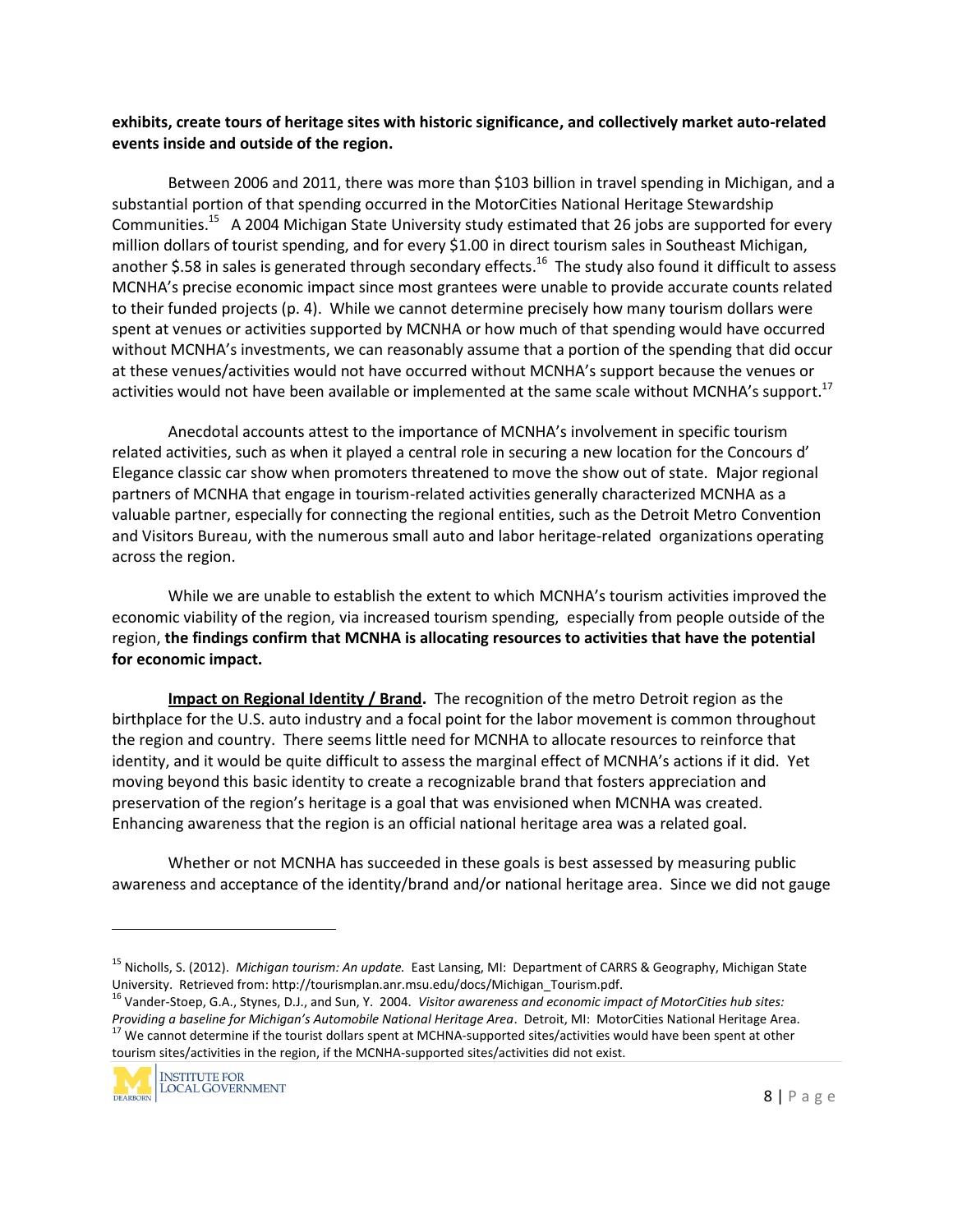**exhibits, create tours of heritage sites with historic significance, and collectively market auto-related events inside and outside of the region.**

Between 2006 and 2011, there was more than \$103 billion in travel spending in Michigan, and a substantial portion of that spending occurred in the MotorCities National Heritage Stewardship Communities.[15] A 2004 Michigan State University study estimated that 26 jobs are supported for every million dollars of tourist spending, and for every \$1.00 in direct tourism sales in Southeast Michigan, another \$.58 in sales is generated through secondary effects.[16] The study also found it difficult to assess MCNHA's precise economic impact since most grantees were unable to provide accurate counts related to their funded projects (p. 4). While we cannot determine precisely how many tourism dollars were spent at venues or activities supported by MCNHA or how much of that spending would have occurred without MCNHA's investments, we can reasonably assume that a portion of the spending that did occur at these venues/activities would not have occurred without MCNHA's support because the venues or activities would not have been available or implemented at the same scale without MCNHA's support.[17]

Anecdotal accounts attest to the importance of MCNHA's involvement in specific tourism related activities, such as when it played a central role in securing a new location for the Concours d' Elegance classic car show when promoters threatened to move the show out of state. Major regional partners of MCNHA that engage in tourism-related activities generally characterized MCNHA as a valuable partner, especially for connecting the regional entities, such as the Detroit Metro Convention and Visitors Bureau, with the numerous small auto and labor heritage-related organizations operating across the region.

While we are unable to establish the extent to which MCNHA's tourism activities improved the economic viability of the region, via increased tourism spending, especially from people outside of the region, **the findings confirm that MCNHA is allocating resources to activities that have the potential for economic impact.**

**Impact on Regional Identity / Brand.** The recognition of the metro Detroit region as the birthplace for the U.S. auto industry and a focal point for the labor movement is common throughout the region and country. There seems little need for MCNHA to allocate resources to reinforce that identity, and it would be quite difficult to assess the marginal effect of MCNHA's actions if it did. Yet moving beyond this basic identity to create a recognizable brand that fosters appreciation and preservation of the region's heritage is a goal that was envisioned when MCNHA was created. Enhancing awareness that the region is an official national heritage area was a related goal.

Whether or not MCNHA has succeeded in these goals is best assessed by measuring public awareness and acceptance of the identity/brand and/or national heritage area. Since we did not gauge

---

[15] Nicholls, S. (2012). *Michigan tourism: An update.* East Lansing, MI: Department of CARRS & Geography, Michigan State University. Retrieved from: http://tourismplan.anr.msu.edu/docs/Michigan_Tourism.pdf.

[16] Vander-Stoep, G.A., Stynes, D.J., and Sun, Y. 2004. *Visitor awareness and economic impact of MotorCities hub sites: Providing a baseline for Michigan's Automobile National Heritage Area*. Detroit, MI: MotorCities National Heritage Area.

[17] We cannot determine if the tourist dollars spent at MCHNA-supported sites/activities would have been spent at other tourism sites/activities in the region, if the MCNHA-supported sites/activities did not exist.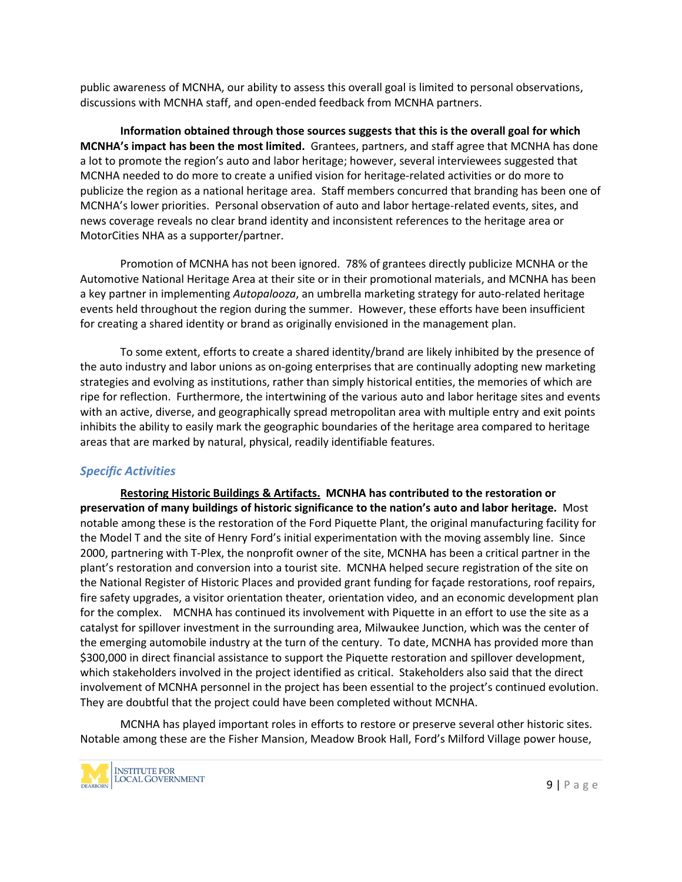public awareness of MCNHA, our ability to assess this overall goal is limited to personal observations, discussions with MCNHA staff, and open-ended feedback from MCNHA partners.

**Information obtained through those sources suggests that this is the overall goal for which MCNHA's impact has been the most limited.** Grantees, partners, and staff agree that MCNHA has done a lot to promote the region's auto and labor heritage; however, several interviewees suggested that MCNHA needed to do more to create a unified vision for heritage-related activities or do more to publicize the region as a national heritage area. Staff members concurred that branding has been one of MCNHA's lower priorities. Personal observation of auto and labor hertage-related events, sites, and news coverage reveals no clear brand identity and inconsistent references to the heritage area or MotorCities NHA as a supporter/partner.

Promotion of MCNHA has not been ignored. 78% of grantees directly publicize MCNHA or the Automotive National Heritage Area at their site or in their promotional materials, and MCNHA has been a key partner in implementing *Autopalooza*, an umbrella marketing strategy for auto-related heritage events held throughout the region during the summer. However, these efforts have been insufficient for creating a shared identity or brand as originally envisioned in the management plan.

To some extent, efforts to create a shared identity/brand are likely inhibited by the presence of the auto industry and labor unions as on-going enterprises that are continually adopting new marketing strategies and evolving as institutions, rather than simply historical entities, the memories of which are ripe for reflection. Furthermore, the intertwining of the various auto and labor heritage sites and events with an active, diverse, and geographically spread metropolitan area with multiple entry and exit points inhibits the ability to easily mark the geographic boundaries of the heritage area compared to heritage areas that are marked by natural, physical, readily identifiable features.

### *Specific Activities*

**Restoring Historic Buildings & Artifacts. MCNHA has contributed to the restoration or preservation of many buildings of historic significance to the nation's auto and labor heritage.** Most notable among these is the restoration of the Ford Piquette Plant, the original manufacturing facility for the Model T and the site of Henry Ford's initial experimentation with the moving assembly line. Since 2000, partnering with T-Plex, the nonprofit owner of the site, MCNHA has been a critical partner in the plant's restoration and conversion into a tourist site. MCNHA helped secure registration of the site on the National Register of Historic Places and provided grant funding for façade restorations, roof repairs, fire safety upgrades, a visitor orientation theater, orientation video, and an economic development plan for the complex. MCNHA has continued its involvement with Piquette in an effort to use the site as a catalyst for spillover investment in the surrounding area, Milwaukee Junction, which was the center of the emerging automobile industry at the turn of the century. To date, MCNHA has provided more than $300,000 in direct financial assistance to support the Piquette restoration and spillover development, which stakeholders involved in the project identified as critical. Stakeholders also said that the direct involvement of MCNHA personnel in the project has been essential to the project's continued evolution. They are doubtful that the project could have been completed without MCNHA.

MCNHA has played important roles in efforts to restore or preserve several other historic sites. Notable among these are the Fisher Mansion, Meadow Brook Hall, Ford's Milford Village power house,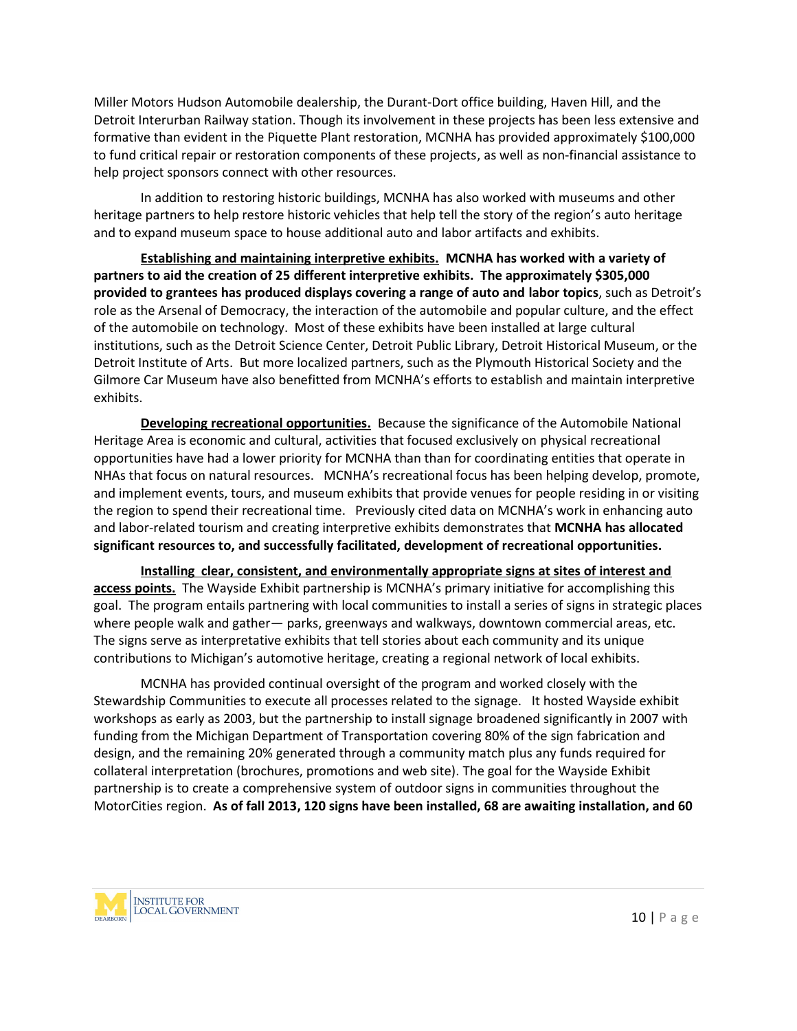Miller Motors Hudson Automobile dealership, the Durant-Dort office building, Haven Hill, and the Detroit Interurban Railway station. Though its involvement in these projects has been less extensive and formative than evident in the Piquette Plant restoration, MCNHA has provided approximately $100,000 to fund critical repair or restoration components of these projects, as well as non-financial assistance to help project sponsors connect with other resources.

In addition to restoring historic buildings, MCNHA has also worked with museums and other heritage partners to help restore historic vehicles that help tell the story of the region's auto heritage and to expand museum space to house additional auto and labor artifacts and exhibits.

**Establishing and maintaining interpretive exhibits.** **MCNHA has worked with a variety of partners to aid the creation of 25 different interpretive exhibits. The approximately $305,000 provided to grantees has produced displays covering a range of auto and labor topics**, such as Detroit's role as the Arsenal of Democracy, the interaction of the automobile and popular culture, and the effect of the automobile on technology. Most of these exhibits have been installed at large cultural institutions, such as the Detroit Science Center, Detroit Public Library, Detroit Historical Museum, or the Detroit Institute of Arts. But more localized partners, such as the Plymouth Historical Society and the Gilmore Car Museum have also benefitted from MCNHA's efforts to establish and maintain interpretive exhibits.

**Developing recreational opportunities.** Because the significance of the Automobile National Heritage Area is economic and cultural, activities that focused exclusively on physical recreational opportunities have had a lower priority for MCNHA than than for coordinating entities that operate in NHAs that focus on natural resources. MCNHA's recreational focus has been helping develop, promote, and implement events, tours, and museum exhibits that provide venues for people residing in or visiting the region to spend their recreational time. Previously cited data on MCNHA's work in enhancing auto and labor-related tourism and creating interpretive exhibits demonstrates that **MCNHA has allocated significant resources to, and successfully facilitated, development of recreational opportunities.**

**Installing clear, consistent, and environmentally appropriate signs at sites of interest and access points.** The Wayside Exhibit partnership is MCNHA's primary initiative for accomplishing this goal. The program entails partnering with local communities to install a series of signs in strategic places where people walk and gather— parks, greenways and walkways, downtown commercial areas, etc. The signs serve as interpretative exhibits that tell stories about each community and its unique contributions to Michigan's automotive heritage, creating a regional network of local exhibits.

MCNHA has provided continual oversight of the program and worked closely with the Stewardship Communities to execute all processes related to the signage. It hosted Wayside exhibit workshops as early as 2003, but the partnership to install signage broadened significantly in 2007 with funding from the Michigan Department of Transportation covering 80% of the sign fabrication and design, and the remaining 20% generated through a community match plus any funds required for collateral interpretation (brochures, promotions and web site). The goal for the Wayside Exhibit partnership is to create a comprehensive system of outdoor signs in communities throughout the MotorCities region. **As of fall 2013, 120 signs have been installed, 68 are awaiting installation, and 60**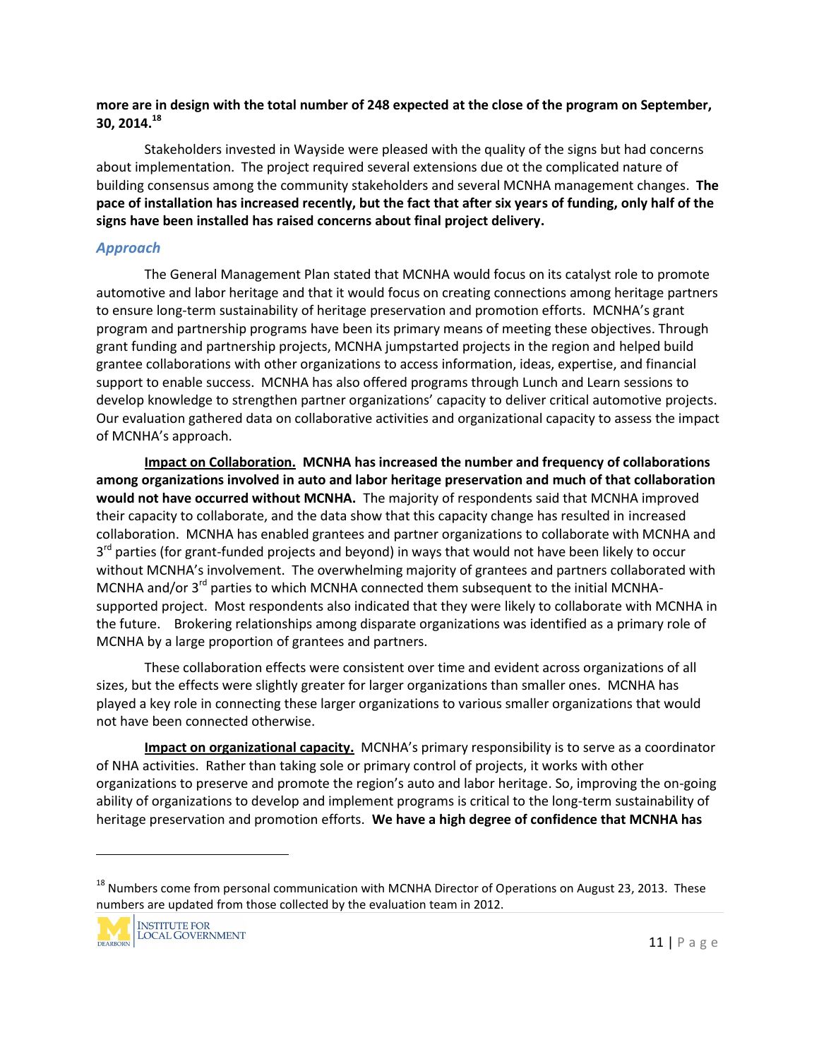**more are in design with the total number of 248 expected at the close of the program on September, 30, 2014.**[18]

Stakeholders invested in Wayside were pleased with the quality of the signs but had concerns about implementation. The project required several extensions due ot the complicated nature of building consensus among the community stakeholders and several MCNHA management changes. **The pace of installation has increased recently, but the fact that after six years of funding, only half of the signs have been installed has raised concerns about final project delivery.**

### *Approach*

The General Management Plan stated that MCNHA would focus on its catalyst role to promote automotive and labor heritage and that it would focus on creating connections among heritage partners to ensure long-term sustainability of heritage preservation and promotion efforts. MCNHA's grant program and partnership programs have been its primary means of meeting these objectives. Through grant funding and partnership projects, MCNHA jumpstarted projects in the region and helped build grantee collaborations with other organizations to access information, ideas, expertise, and financial support to enable success. MCNHA has also offered programs through Lunch and Learn sessions to develop knowledge to strengthen partner organizations' capacity to deliver critical automotive projects. Our evaluation gathered data on collaborative activities and organizational capacity to assess the impact of MCNHA's approach.

**Impact on Collaboration.** **MCNHA has increased the number and frequency of collaborations among organizations involved in auto and labor heritage preservation and much of that collaboration would not have occurred without MCNHA.** The majority of respondents said that MCNHA improved their capacity to collaborate, and the data show that this capacity change has resulted in increased collaboration. MCNHA has enabled grantees and partner organizations to collaborate with MCNHA and 3rd parties (for grant-funded projects and beyond) in ways that would not have been likely to occur without MCNHA's involvement. The overwhelming majority of grantees and partners collaborated with MCNHA and/or 3rd parties to which MCNHA connected them subsequent to the initial MCNHA-supported project. Most respondents also indicated that they were likely to collaborate with MCNHA in the future. Brokering relationships among disparate organizations was identified as a primary role of MCNHA by a large proportion of grantees and partners.

These collaboration effects were consistent over time and evident across organizations of all sizes, but the effects were slightly greater for larger organizations than smaller ones. MCNHA has played a key role in connecting these larger organizations to various smaller organizations that would not have been connected otherwise.

**Impact on organizational capacity.** MCNHA's primary responsibility is to serve as a coordinator of NHA activities. Rather than taking sole or primary control of projects, it works with other organizations to preserve and promote the region's auto and labor heritage. So, improving the on-going ability of organizations to develop and implement programs is critical to the long-term sustainability of heritage preservation and promotion efforts. **We have a high degree of confidence that MCNHA has**

---

[18] Numbers come from personal communication with MCNHA Director of Operations on August 23, 2013. These numbers are updated from those collected by the evaluation team in 2012.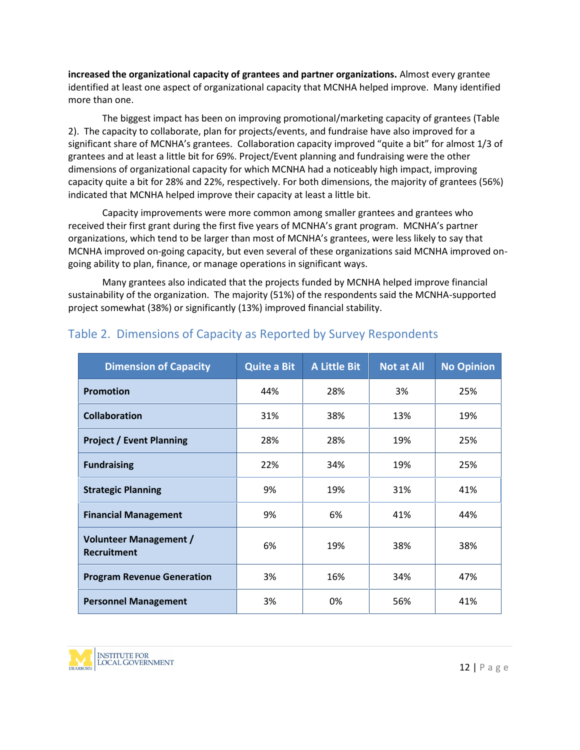**increased the organizational capacity of grantees and partner organizations.** Almost every grantee identified at least one aspect of organizational capacity that MCNHA helped improve. Many identified more than one.

The biggest impact has been on improving promotional/marketing capacity of grantees (Table 2). The capacity to collaborate, plan for projects/events, and fundraise have also improved for a significant share of MCNHA's grantees. Collaboration capacity improved "quite a bit" for almost 1/3 of grantees and at least a little bit for 69%. Project/Event planning and fundraising were the other dimensions of organizational capacity for which MCNHA had a noticeably high impact, improving capacity quite a bit for 28% and 22%, respectively. For both dimensions, the majority of grantees (56%) indicated that MCNHA helped improve their capacity at least a little bit.

Capacity improvements were more common among smaller grantees and grantees who received their first grant during the first five years of MCNHA's grant program. MCNHA's partner organizations, which tend to be larger than most of MCNHA's grantees, were less likely to say that MCNHA improved on-going capacity, but even several of these organizations said MCNHA improved on-going ability to plan, finance, or manage operations in significant ways.

Many grantees also indicated that the projects funded by MCNHA helped improve financial sustainability of the organization. The majority (51%) of the respondents said the MCNHA-supported project somewhat (38%) or significantly (13%) improved financial stability.

## Table 2. Dimensions of Capacity as Reported by Survey Respondents

| Dimension of Capacity | Quite a Bit | A Little Bit | Not at All | No Opinion |
|---|---|---|---|---|
| **Promotion** | 44% | 28% | 3% | 25% |
| **Collaboration** | 31% | 38% | 13% | 19% |
| **Project / Event Planning** | 28% | 28% | 19% | 25% |
| **Fundraising** | 22% | 34% | 19% | 25% |
| **Strategic Planning** | 9% | 19% | 31% | 41% |
| **Financial Management** | 9% | 6% | 41% | 44% |
| **Volunteer Management / Recruitment** | 6% | 19% | 38% | 38% |
| **Program Revenue Generation** | 3% | 16% | 34% | 47% |
| **Personnel Management** | 3% | 0% | 56% | 41% |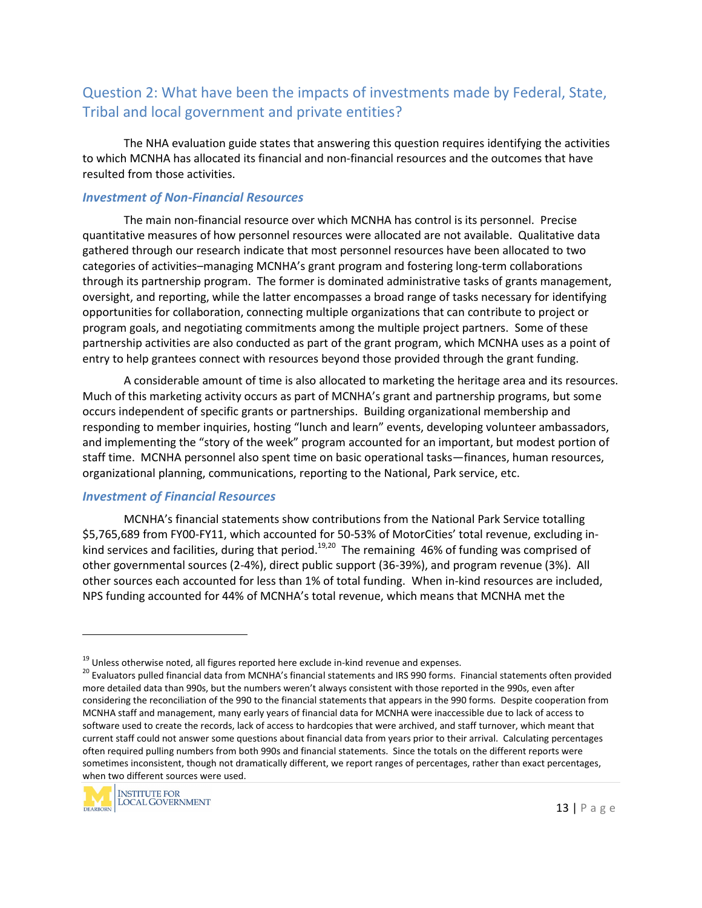## Question 2: What have been the impacts of investments made by Federal, State, Tribal and local government and private entities?

The NHA evaluation guide states that answering this question requires identifying the activities to which MCNHA has allocated its financial and non-financial resources and the outcomes that have resulted from those activities.

### *Investment of Non-Financial Resources*

The main non-financial resource over which MCNHA has control is its personnel. Precise quantitative measures of how personnel resources were allocated are not available. Qualitative data gathered through our research indicate that most personnel resources have been allocated to two categories of activities–managing MCNHA's grant program and fostering long-term collaborations through its partnership program. The former is dominated administrative tasks of grants management, oversight, and reporting, while the latter encompasses a broad range of tasks necessary for identifying opportunities for collaboration, connecting multiple organizations that can contribute to project or program goals, and negotiating commitments among the multiple project partners. Some of these partnership activities are also conducted as part of the grant program, which MCNHA uses as a point of entry to help grantees connect with resources beyond those provided through the grant funding.

A considerable amount of time is also allocated to marketing the heritage area and its resources. Much of this marketing activity occurs as part of MCNHA's grant and partnership programs, but some occurs independent of specific grants or partnerships. Building organizational membership and responding to member inquiries, hosting "lunch and learn" events, developing volunteer ambassadors, and implementing the "story of the week" program accounted for an important, but modest portion of staff time. MCNHA personnel also spent time on basic operational tasks—finances, human resources, organizational planning, communications, reporting to the National, Park service, etc.

### *Investment of Financial Resources*

MCNHA's financial statements show contributions from the National Park Service totalling $5,765,689 from FY00-FY11, which accounted for 50-53% of MotorCities' total revenue, excluding in-kind services and facilities, during that period.[19,20] The remaining 46% of funding was comprised of other governmental sources (2-4%), direct public support (36-39%), and program revenue (3%). All other sources each accounted for less than 1% of total funding. When in-kind resources are included, NPS funding accounted for 44% of MCNHA's total revenue, which means that MCNHA met the

---

[19] Unless otherwise noted, all figures reported here exclude in-kind revenue and expenses.

[20] Evaluators pulled financial data from MCNHA's financial statements and IRS 990 forms. Financial statements often provided more detailed data than 990s, but the numbers weren't always consistent with those reported in the 990s, even after considering the reconciliation of the 990 to the financial statements that appears in the 990 forms. Despite cooperation from MCNHA staff and management, many early years of financial data for MCNHA were inaccessible due to lack of access to software used to create the records, lack of access to hardcopies that were archived, and staff turnover, which meant that current staff could not answer some questions about financial data from years prior to their arrival. Calculating percentages often required pulling numbers from both 990s and financial statements. Since the totals on the different reports were sometimes inconsistent, though not dramatically different, we report ranges of percentages, rather than exact percentages, when two different sources were used.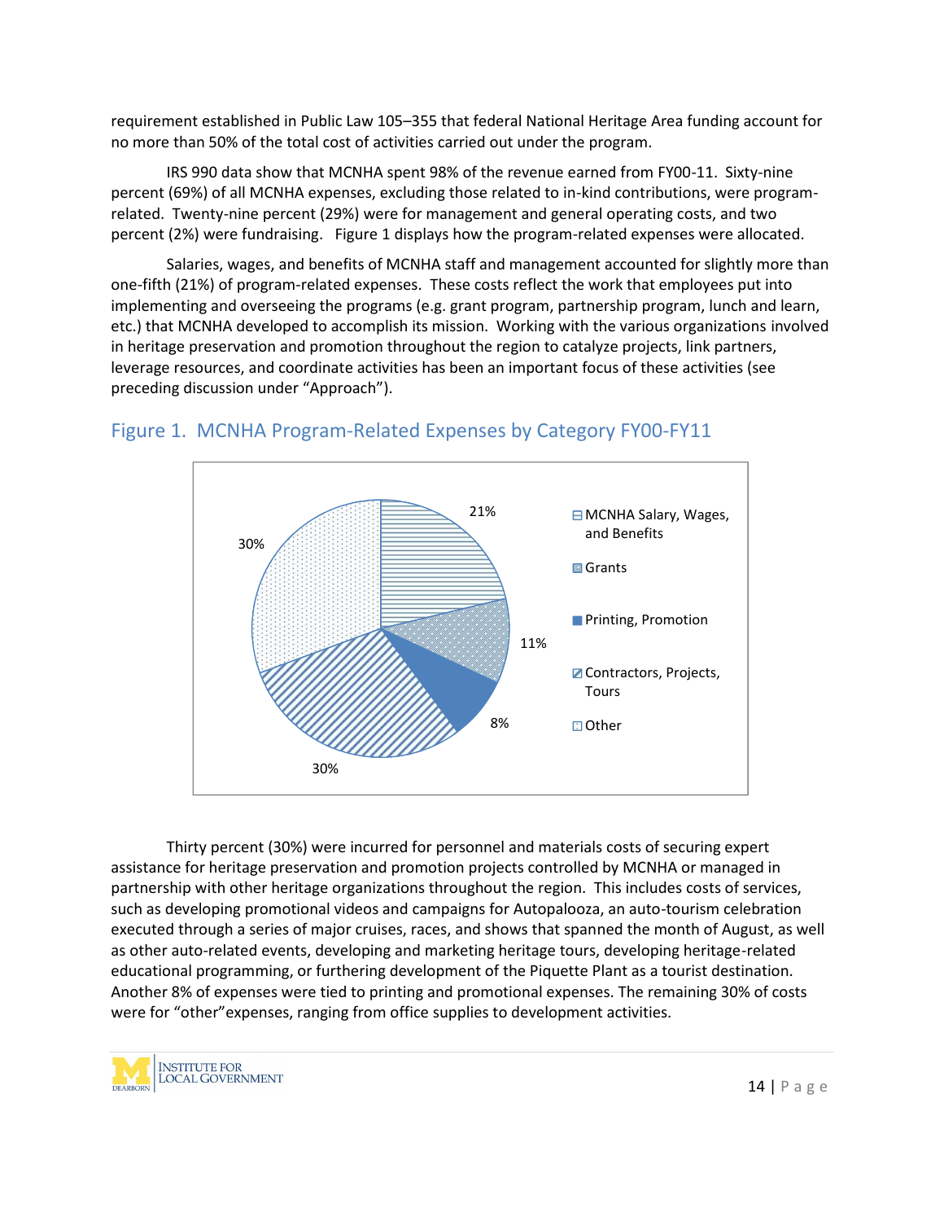requirement established in Public Law 105–355 that federal National Heritage Area funding account for no more than 50% of the total cost of activities carried out under the program.

IRS 990 data show that MCNHA spent 98% of the revenue earned from FY00-11. Sixty-nine percent (69%) of all MCNHA expenses, excluding those related to in-kind contributions, were program-related. Twenty-nine percent (29%) were for management and general operating costs, and two percent (2%) were fundraising. Figure 1 displays how the program-related expenses were allocated.

Salaries, wages, and benefits of MCNHA staff and management accounted for slightly more than one-fifth (21%) of program-related expenses. These costs reflect the work that employees put into implementing and overseeing the programs (e.g. grant program, partnership program, lunch and learn, etc.) that MCNHA developed to accomplish its mission. Working with the various organizations involved in heritage preservation and promotion throughout the region to catalyze projects, link partners, leverage resources, and coordinate activities has been an important focus of these activities (see preceding discussion under "Approach").

## Figure 1. MCNHA Program-Related Expenses by Category FY00-FY11

| Category | Percent |
|---|---|
| MCNHA Salary, Wages, and Benefits | 21% |
| Grants | 11% |
| Printing, Promotion | 8% |
| Contractors, Projects, Tours | 30% |
| Other | 30% |

Thirty percent (30%) were incurred for personnel and materials costs of securing expert assistance for heritage preservation and promotion projects controlled by MCNHA or managed in partnership with other heritage organizations throughout the region. This includes costs of services, such as developing promotional videos and campaigns for Autopalooza, an auto-tourism celebration executed through a series of major cruises, races, and shows that spanned the month of August, as well as other auto-related events, developing and marketing heritage tours, developing heritage-related educational programming, or furthering development of the Piquette Plant as a tourist destination. Another 8% of expenses were tied to printing and promotional expenses. The remaining 30% of costs were for "other"expenses, ranging from office supplies to development activities.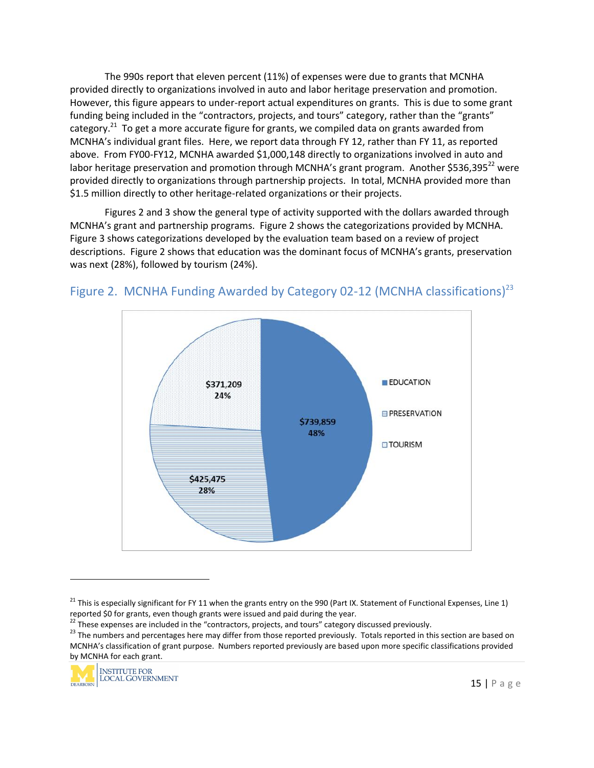The 990s report that eleven percent (11%) of expenses were due to grants that MCNHA provided directly to organizations involved in auto and labor heritage preservation and promotion. However, this figure appears to under-report actual expenditures on grants. This is due to some grant funding being included in the "contractors, projects, and tours" category, rather than the "grants" category.[21] To get a more accurate figure for grants, we compiled data on grants awarded from MCNHA's individual grant files. Here, we report data through FY 12, rather than FY 11, as reported above. From FY00-FY12, MCNHA awarded $1,000,148 directly to organizations involved in auto and labor heritage preservation and promotion through MCNHA's grant program. Another $536,395[22] were provided directly to organizations through partnership projects. In total, MCNHA provided more than $1.5 million directly to other heritage-related organizations or their projects.

Figures 2 and 3 show the general type of activity supported with the dollars awarded through MCNHA's grant and partnership programs. Figure 2 shows the categorizations provided by MCNHA. Figure 3 shows categorizations developed by the evaluation team based on a review of project descriptions. Figure 2 shows that education was the dominant focus of MCNHA's grants, preservation was next (28%), followed by tourism (24%).

## Figure 2. MCNHA Funding Awarded by Category 02-12 (MCNHA classifications)[23]

| Category | Amount | Percent |
|---|---|---|
| EDUCATION | $739,859 | 48% |
| PRESERVATION | $425,475 | 28% |
| TOURISM | $371,209 | 24% |

---

[21] This is especially significant for FY 11 when the grants entry on the 990 (Part IX. Statement of Functional Expenses, Line 1) reported $0 for grants, even though grants were issued and paid during the year.

[22] These expenses are included in the "contractors, projects, and tours" category discussed previously.

[23] The numbers and percentages here may differ from those reported previously. Totals reported in this section are based on MCNHA's classification of grant purpose. Numbers reported previously are based upon more specific classifications provided by MCNHA for each grant.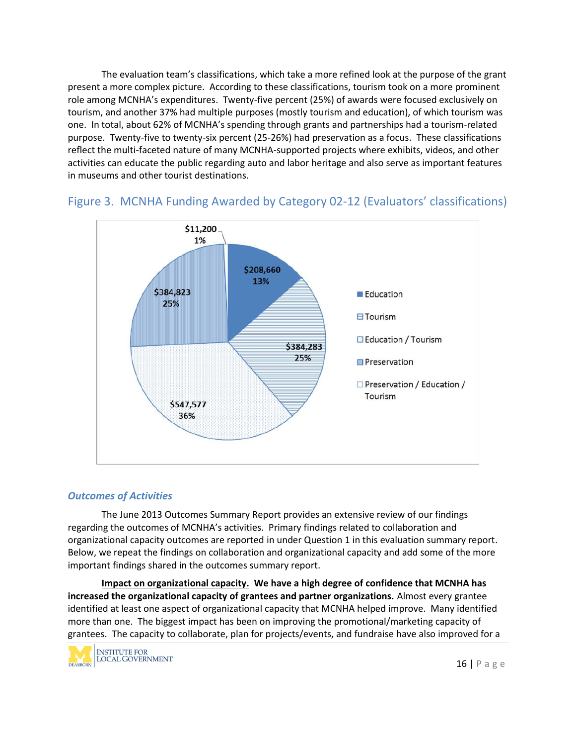The evaluation team's classifications, which take a more refined look at the purpose of the grant present a more complex picture. According to these classifications, tourism took on a more prominent role among MCNHA's expenditures. Twenty-five percent (25%) of awards were focused exclusively on tourism, and another 37% had multiple purposes (mostly tourism and education), of which tourism was one. In total, about 62% of MCNHA's spending through grants and partnerships had a tourism-related purpose. Twenty-five to twenty-six percent (25-26%) had preservation as a focus. These classifications reflect the multi-faceted nature of many MCNHA-supported projects where exhibits, videos, and other activities can educate the public regarding auto and labor heritage and also serve as important features in museums and other tourist destinations.

## Figure 3. MCNHA Funding Awarded by Category 02-12 (Evaluators' classifications)

| Category | Amount | Percent |
|---|---|---|
| Education | $208,660 | 13% |
| Tourism | $384,283 | 25% |
| Education / Tourism | $547,577 | 36% |
| Preservation | $384,823 | 25% |
| Preservation / Education / Tourism | $11,200 | 1% |

### *Outcomes of Activities*

The June 2013 Outcomes Summary Report provides an extensive review of our findings regarding the outcomes of MCNHA's activities. Primary findings related to collaboration and organizational capacity outcomes are reported in under Question 1 in this evaluation summary report. Below, we repeat the findings on collaboration and organizational capacity and add some of the more important findings shared in the outcomes summary report.

**Impact on organizational capacity. We have a high degree of confidence that MCNHA has increased the organizational capacity of grantees and partner organizations.** Almost every grantee identified at least one aspect of organizational capacity that MCNHA helped improve. Many identified more than one. The biggest impact has been on improving the promotional/marketing capacity of grantees. The capacity to collaborate, plan for projects/events, and fundraise have also improved for a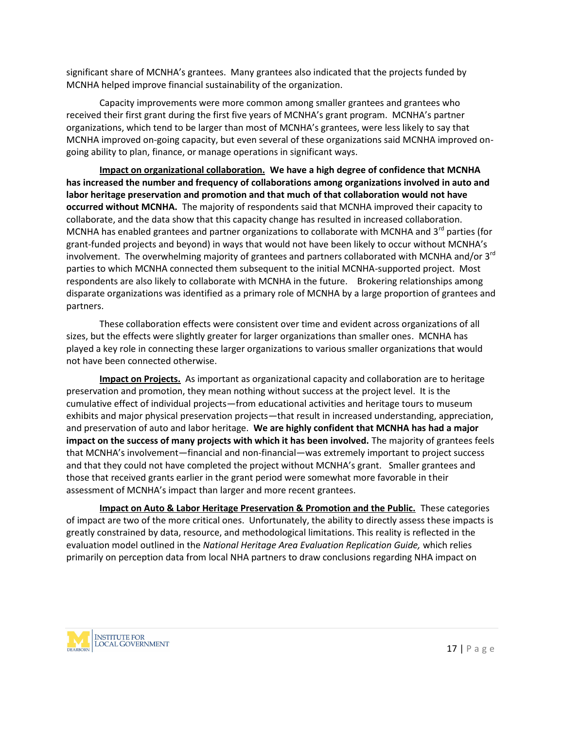significant share of MCNHA's grantees. Many grantees also indicated that the projects funded by MCNHA helped improve financial sustainability of the organization.

Capacity improvements were more common among smaller grantees and grantees who received their first grant during the first five years of MCNHA's grant program. MCNHA's partner organizations, which tend to be larger than most of MCNHA's grantees, were less likely to say that MCNHA improved on-going capacity, but even several of these organizations said MCNHA improved on-going ability to plan, finance, or manage operations in significant ways.

**Impact on organizational collaboration. We have a high degree of confidence that MCNHA has increased the number and frequency of collaborations among organizations involved in auto and labor heritage preservation and promotion and that much of that collaboration would not have occurred without MCNHA.** The majority of respondents said that MCNHA improved their capacity to collaborate, and the data show that this capacity change has resulted in increased collaboration. MCNHA has enabled grantees and partner organizations to collaborate with MCNHA and 3rd parties (for grant-funded projects and beyond) in ways that would not have been likely to occur without MCNHA's involvement. The overwhelming majority of grantees and partners collaborated with MCNHA and/or 3rd parties to which MCNHA connected them subsequent to the initial MCNHA-supported project. Most respondents are also likely to collaborate with MCNHA in the future. Brokering relationships among disparate organizations was identified as a primary role of MCNHA by a large proportion of grantees and partners.

These collaboration effects were consistent over time and evident across organizations of all sizes, but the effects were slightly greater for larger organizations than smaller ones. MCNHA has played a key role in connecting these larger organizations to various smaller organizations that would not have been connected otherwise.

**Impact on Projects.** As important as organizational capacity and collaboration are to heritage preservation and promotion, they mean nothing without success at the project level. It is the cumulative effect of individual projects—from educational activities and heritage tours to museum exhibits and major physical preservation projects—that result in increased understanding, appreciation, and preservation of auto and labor heritage. **We are highly confident that MCNHA has had a major impact on the success of many projects with which it has been involved.** The majority of grantees feels that MCNHA's involvement—financial and non-financial—was extremely important to project success and that they could not have completed the project without MCNHA's grant. Smaller grantees and those that received grants earlier in the grant period were somewhat more favorable in their assessment of MCNHA's impact than larger and more recent grantees.

**Impact on Auto & Labor Heritage Preservation & Promotion and the Public.** These categories of impact are two of the more critical ones. Unfortunately, the ability to directly assess these impacts is greatly constrained by data, resource, and methodological limitations. This reality is reflected in the evaluation model outlined in the *National Heritage Area Evaluation Replication Guide,* which relies primarily on perception data from local NHA partners to draw conclusions regarding NHA impact on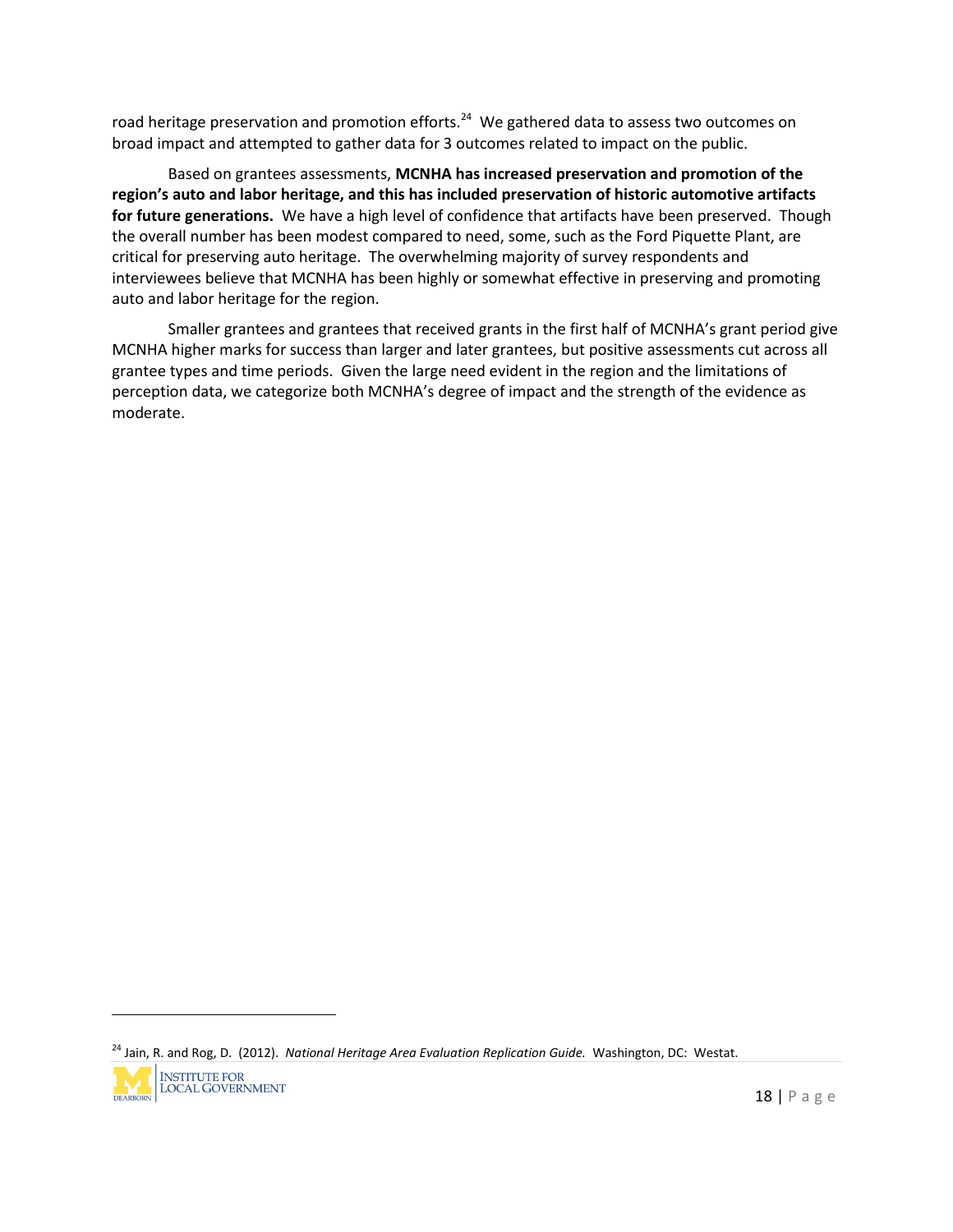road heritage preservation and promotion efforts.[24] We gathered data to assess two outcomes on broad impact and attempted to gather data for 3 outcomes related to impact on the public.

Based on grantees assessments, **MCNHA has increased preservation and promotion of the region's auto and labor heritage, and this has included preservation of historic automotive artifacts for future generations.** We have a high level of confidence that artifacts have been preserved. Though the overall number has been modest compared to need, some, such as the Ford Piquette Plant, are critical for preserving auto heritage. The overwhelming majority of survey respondents and interviewees believe that MCNHA has been highly or somewhat effective in preserving and promoting auto and labor heritage for the region.

Smaller grantees and grantees that received grants in the first half of MCNHA's grant period give MCNHA higher marks for success than larger and later grantees, but positive assessments cut across all grantee types and time periods. Given the large need evident in the region and the limitations of perception data, we categorize both MCNHA's degree of impact and the strength of the evidence as moderate.

---

[24] Jain, R. and Rog, D. (2012). *National Heritage Area Evaluation Replication Guide.* Washington, DC: Westat.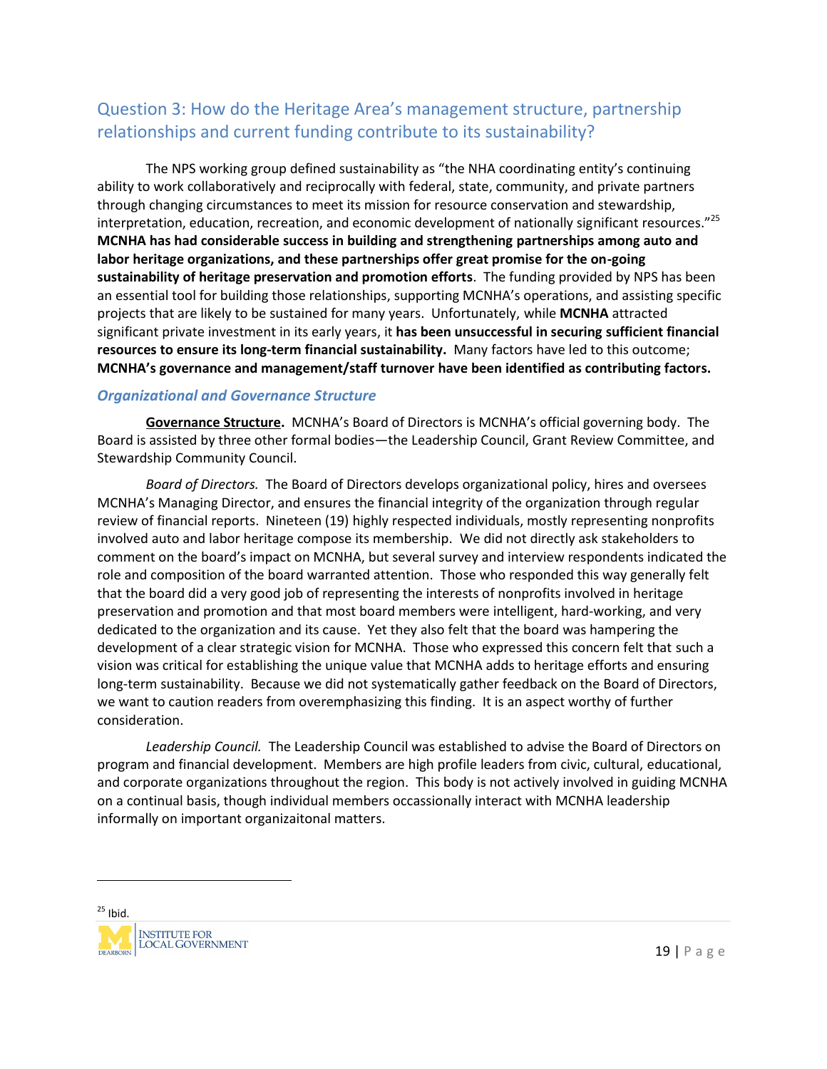## Question 3: How do the Heritage Area's management structure, partnership relationships and current funding contribute to its sustainability?

The NPS working group defined sustainability as "the NHA coordinating entity's continuing ability to work collaboratively and reciprocally with federal, state, community, and private partners through changing circumstances to meet its mission for resource conservation and stewardship, interpretation, education, recreation, and economic development of nationally significant resources."[25] **MCNHA has had considerable success in building and strengthening partnerships among auto and labor heritage organizations, and these partnerships offer great promise for the on-going sustainability of heritage preservation and promotion efforts**. The funding provided by NPS has been an essential tool for building those relationships, supporting MCNHA's operations, and assisting specific projects that are likely to be sustained for many years. Unfortunately, while **MCNHA** attracted significant private investment in its early years, it **has been unsuccessful in securing sufficient financial resources to ensure its long-term financial sustainability.** Many factors have led to this outcome; **MCNHA's governance and management/staff turnover have been identified as contributing factors.**

### *Organizational and Governance Structure*

**Governance Structure.** MCNHA's Board of Directors is MCNHA's official governing body. The Board is assisted by three other formal bodies—the Leadership Council, Grant Review Committee, and Stewardship Community Council.

*Board of Directors.* The Board of Directors develops organizational policy, hires and oversees MCNHA's Managing Director, and ensures the financial integrity of the organization through regular review of financial reports. Nineteen (19) highly respected individuals, mostly representing nonprofits involved auto and labor heritage compose its membership. We did not directly ask stakeholders to comment on the board's impact on MCNHA, but several survey and interview respondents indicated the role and composition of the board warranted attention. Those who responded this way generally felt that the board did a very good job of representing the interests of nonprofits involved in heritage preservation and promotion and that most board members were intelligent, hard-working, and very dedicated to the organization and its cause. Yet they also felt that the board was hampering the development of a clear strategic vision for MCNHA. Those who expressed this concern felt that such a vision was critical for establishing the unique value that MCNHA adds to heritage efforts and ensuring long-term sustainability. Because we did not systematically gather feedback on the Board of Directors, we want to caution readers from overemphasizing this finding. It is an aspect worthy of further consideration.

*Leadership Council.* The Leadership Council was established to advise the Board of Directors on program and financial development. Members are high profile leaders from civic, cultural, educational, and corporate organizations throughout the region. This body is not actively involved in guiding MCNHA on a continual basis, though individual members occassionally interact with MCNHA leadership informally on important organizaitonal matters.

[25] Ibid.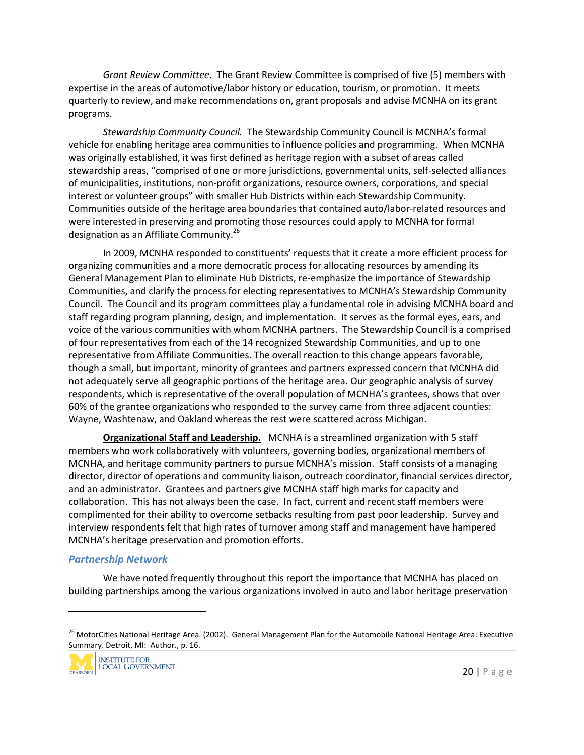*Grant Review Committee.* The Grant Review Committee is comprised of five (5) members with expertise in the areas of automotive/labor history or education, tourism, or promotion. It meets quarterly to review, and make recommendations on, grant proposals and advise MCNHA on its grant programs.

*Stewardship Community Council.* The Stewardship Community Council is MCNHA's formal vehicle for enabling heritage area communities to influence policies and programming. When MCNHA was originally established, it was first defined as heritage region with a subset of areas called stewardship areas, "comprised of one or more jurisdictions, governmental units, self-selected alliances of municipalities, institutions, non-profit organizations, resource owners, corporations, and special interest or volunteer groups" with smaller Hub Districts within each Stewardship Community. Communities outside of the heritage area boundaries that contained auto/labor-related resources and were interested in preserving and promoting those resources could apply to MCNHA for formal designation as an Affiliate Community.[26]

In 2009, MCNHA responded to constituents' requests that it create a more efficient process for organizing communities and a more democratic process for allocating resources by amending its General Management Plan to eliminate Hub Districts, re-emphasize the importance of Stewardship Communities, and clarify the process for electing representatives to MCNHA's Stewardship Community Council. The Council and its program committees play a fundamental role in advising MCNHA board and staff regarding program planning, design, and implementation. It serves as the formal eyes, ears, and voice of the various communities with whom MCNHA partners. The Stewardship Council is a comprised of four representatives from each of the 14 recognized Stewardship Communities, and up to one representative from Affiliate Communities. The overall reaction to this change appears favorable, though a small, but important, minority of grantees and partners expressed concern that MCNHA did not adequately serve all geographic portions of the heritage area. Our geographic analysis of survey respondents, which is representative of the overall population of MCNHA's grantees, shows that over 60% of the grantee organizations who responded to the survey came from three adjacent counties: Wayne, Washtenaw, and Oakland whereas the rest were scattered across Michigan.

**Organizational Staff and Leadership.** MCNHA is a streamlined organization with 5 staff members who work collaboratively with volunteers, governing bodies, organizational members of MCNHA, and heritage community partners to pursue MCNHA's mission. Staff consists of a managing director, director of operations and community liaison, outreach coordinator, financial services director, and an administrator. Grantees and partners give MCNHA staff high marks for capacity and collaboration. This has not always been the case. In fact, current and recent staff members were complimented for their ability to overcome setbacks resulting from past poor leadership. Survey and interview respondents felt that high rates of turnover among staff and management have hampered MCNHA's heritage preservation and promotion efforts.

### *Partnership Network*

We have noted frequently throughout this report the importance that MCNHA has placed on building partnerships among the various organizations involved in auto and labor heritage preservation

---

[26] MotorCities National Heritage Area. (2002). General Management Plan for the Automobile National Heritage Area: Executive Summary. Detroit, MI: Author., p. 16.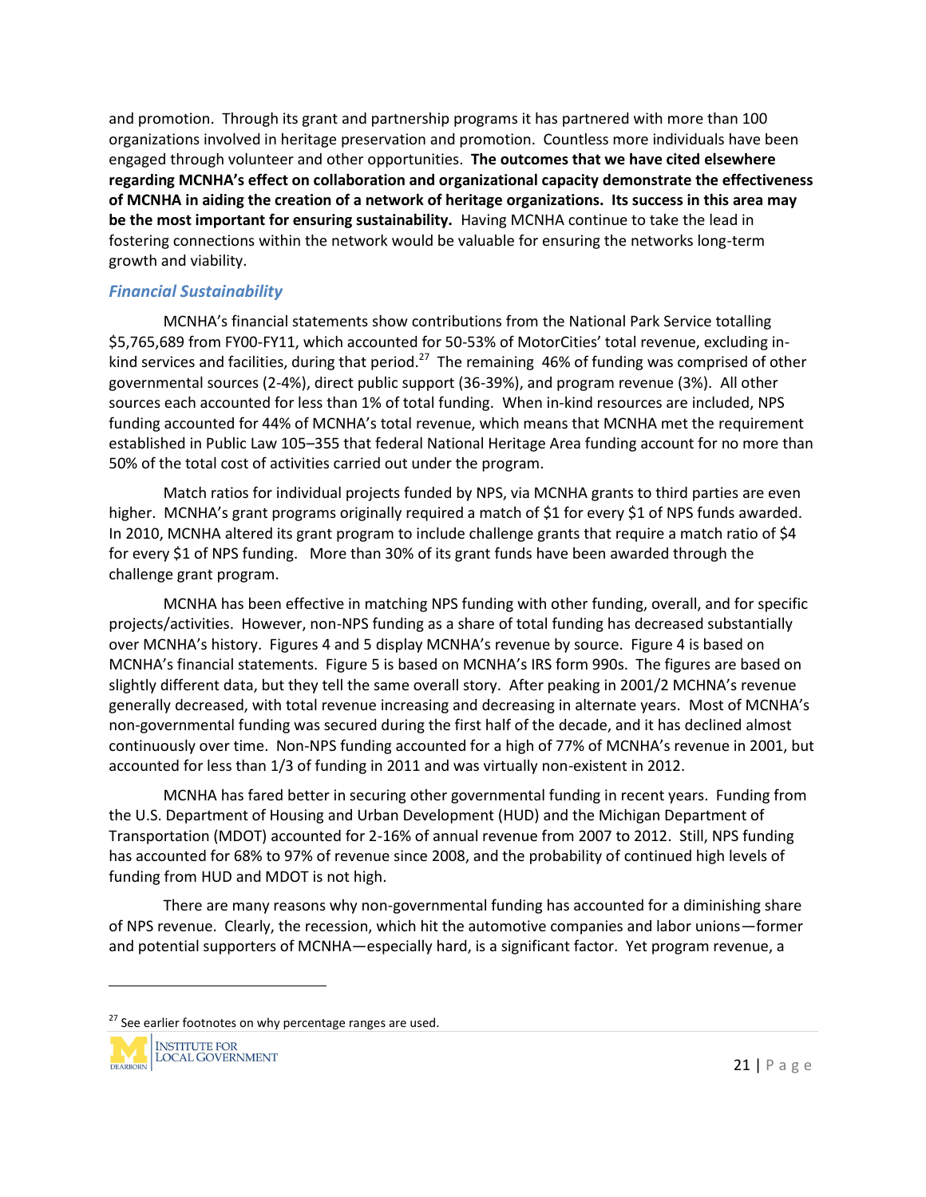and promotion. Through its grant and partnership programs it has partnered with more than 100 organizations involved in heritage preservation and promotion. Countless more individuals have been engaged through volunteer and other opportunities. **The outcomes that we have cited elsewhere regarding MCNHA's effect on collaboration and organizational capacity demonstrate the effectiveness of MCNHA in aiding the creation of a network of heritage organizations. Its success in this area may be the most important for ensuring sustainability.** Having MCNHA continue to take the lead in fostering connections within the network would be valuable for ensuring the networks long-term growth and viability.

### *Financial Sustainability*

MCNHA's financial statements show contributions from the National Park Service totalling $5,765,689 from FY00-FY11, which accounted for 50-53% of MotorCities' total revenue, excluding in-kind services and facilities, during that period.[27] The remaining 46% of funding was comprised of other governmental sources (2-4%), direct public support (36-39%), and program revenue (3%). All other sources each accounted for less than 1% of total funding. When in-kind resources are included, NPS funding accounted for 44% of MCNHA's total revenue, which means that MCNHA met the requirement established in Public Law 105–355 that federal National Heritage Area funding account for no more than 50% of the total cost of activities carried out under the program.

Match ratios for individual projects funded by NPS, via MCNHA grants to third parties are even higher. MCNHA's grant programs originally required a match of $1 for every $1 of NPS funds awarded. In 2010, MCNHA altered its grant program to include challenge grants that require a match ratio of $4 for every $1 of NPS funding. More than 30% of its grant funds have been awarded through the challenge grant program.

MCNHA has been effective in matching NPS funding with other funding, overall, and for specific projects/activities. However, non-NPS funding as a share of total funding has decreased substantially over MCNHA's history. Figures 4 and 5 display MCNHA's revenue by source. Figure 4 is based on MCNHA's financial statements. Figure 5 is based on MCNHA's IRS form 990s. The figures are based on slightly different data, but they tell the same overall story. After peaking in 2001/2 MCHNA's revenue generally decreased, with total revenue increasing and decreasing in alternate years. Most of MCNHA's non-governmental funding was secured during the first half of the decade, and it has declined almost continuously over time. Non-NPS funding accounted for a high of 77% of MCNHA's revenue in 2001, but accounted for less than 1/3 of funding in 2011 and was virtually non-existent in 2012.

MCNHA has fared better in securing other governmental funding in recent years. Funding from the U.S. Department of Housing and Urban Development (HUD) and the Michigan Department of Transportation (MDOT) accounted for 2-16% of annual revenue from 2007 to 2012. Still, NPS funding has accounted for 68% to 97% of revenue since 2008, and the probability of continued high levels of funding from HUD and MDOT is not high.

There are many reasons why non-governmental funding has accounted for a diminishing share of NPS revenue. Clearly, the recession, which hit the automotive companies and labor unions—former and potential supporters of MCNHA—especially hard, is a significant factor. Yet program revenue, a

[27] See earlier footnotes on why percentage ranges are used.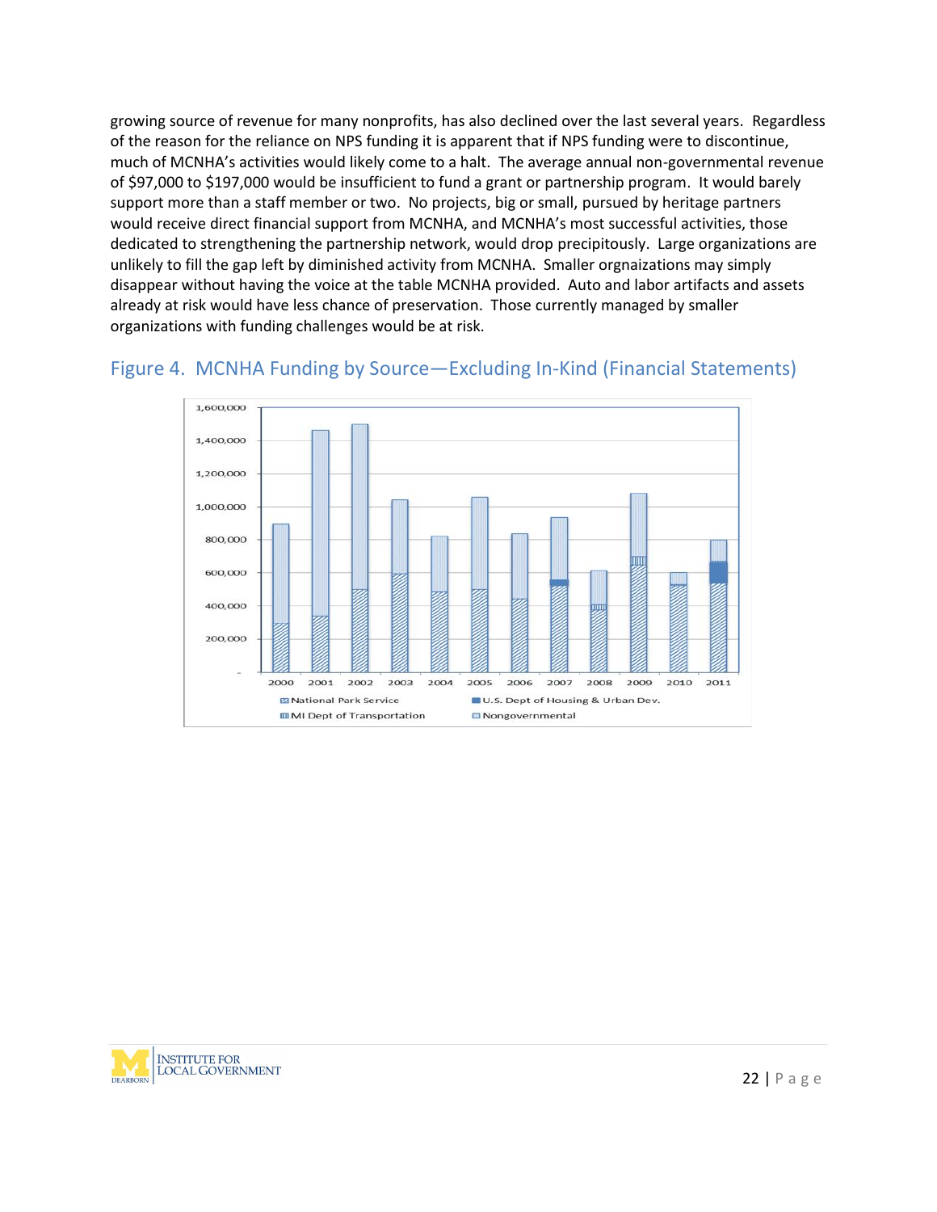growing source of revenue for many nonprofits, has also declined over the last several years. Regardless of the reason for the reliance on NPS funding it is apparent that if NPS funding were to discontinue, much of MCNHA's activities would likely come to a halt. The average annual non-governmental revenue of $97,000 to $197,000 would be insufficient to fund a grant or partnership program. It would barely support more than a staff member or two. No projects, big or small, pursued by heritage partners would receive direct financial support from MCNHA, and MCNHA's most successful activities, those dedicated to strengthening the partnership network, would drop precipitously. Large organizations are unlikely to fill the gap left by diminished activity from MCNHA. Smaller orgnaizations may simply disappear without having the voice at the table MCNHA provided. Auto and labor artifacts and assets already at risk would have less chance of preservation. Those currently managed by smaller organizations with funding challenges would be at risk.

## Figure 4. MCNHA Funding by Source—Excluding In-Kind (Financial Statements)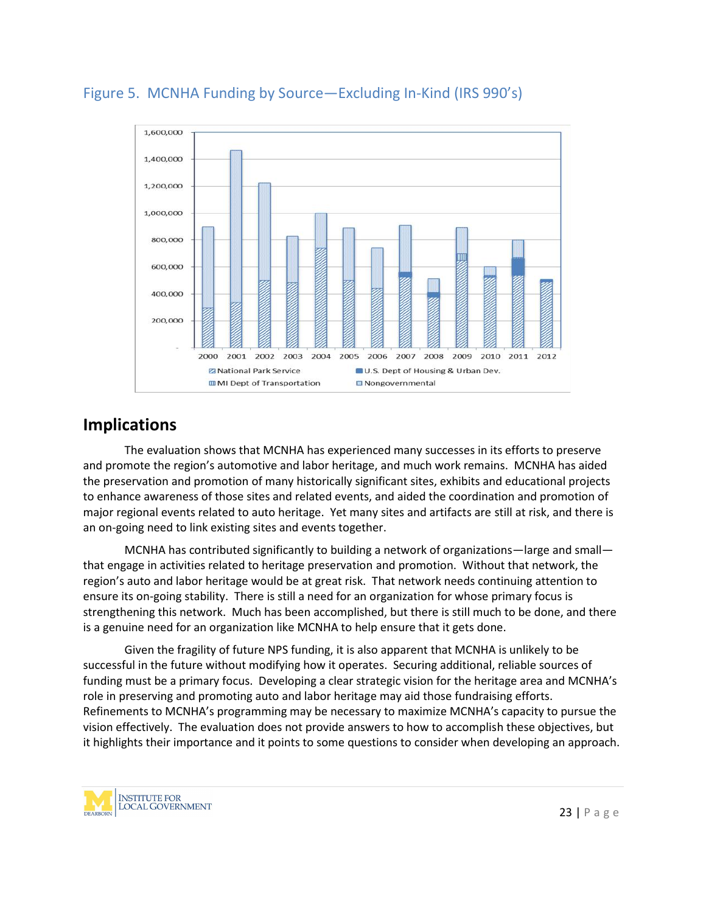Figure 5. MCNHA Funding by Source—Excluding In-Kind (IRS 990's)

## Implications

The evaluation shows that MCNHA has experienced many successes in its efforts to preserve and promote the region's automotive and labor heritage, and much work remains. MCNHA has aided the preservation and promotion of many historically significant sites, exhibits and educational projects to enhance awareness of those sites and related events, and aided the coordination and promotion of major regional events related to auto heritage. Yet many sites and artifacts are still at risk, and there is an on-going need to link existing sites and events together.

MCNHA has contributed significantly to building a network of organizations—large and small—that engage in activities related to heritage preservation and promotion. Without that network, the region's auto and labor heritage would be at great risk. That network needs continuing attention to ensure its on-going stability. There is still a need for an organization for whose primary focus is strengthening this network. Much has been accomplished, but there is still much to be done, and there is a genuine need for an organization like MCNHA to help ensure that it gets done.

Given the fragility of future NPS funding, it is also apparent that MCNHA is unlikely to be successful in the future without modifying how it operates. Securing additional, reliable sources of funding must be a primary focus. Developing a clear strategic vision for the heritage area and MCNHA's role in preserving and promoting auto and labor heritage may aid those fundraising efforts. Refinements to MCNHA's programming may be necessary to maximize MCNHA's capacity to pursue the vision effectively. The evaluation does not provide answers to how to accomplish these objectives, but it highlights their importance and it points to some questions to consider when developing an approach.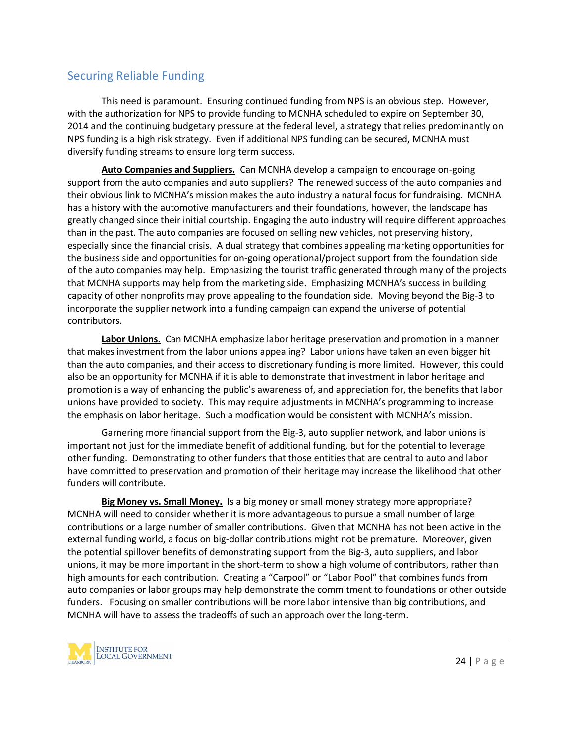## Securing Reliable Funding

This need is paramount. Ensuring continued funding from NPS is an obvious step. However, with the authorization for NPS to provide funding to MCNHA scheduled to expire on September 30, 2014 and the continuing budgetary pressure at the federal level, a strategy that relies predominantly on NPS funding is a high risk strategy. Even if additional NPS funding can be secured, MCNHA must diversify funding streams to ensure long term success.

**Auto Companies and Suppliers.** Can MCNHA develop a campaign to encourage on-going support from the auto companies and auto suppliers? The renewed success of the auto companies and their obvious link to MCNHA's mission makes the auto industry a natural focus for fundraising. MCNHA has a history with the automotive manufacturers and their foundations, however, the landscape has greatly changed since their initial courtship. Engaging the auto industry will require different approaches than in the past. The auto companies are focused on selling new vehicles, not preserving history, especially since the financial crisis. A dual strategy that combines appealing marketing opportunities for the business side and opportunities for on-going operational/project support from the foundation side of the auto companies may help. Emphasizing the tourist traffic generated through many of the projects that MCNHA supports may help from the marketing side. Emphasizing MCNHA's success in building capacity of other nonprofits may prove appealing to the foundation side. Moving beyond the Big-3 to incorporate the supplier network into a funding campaign can expand the universe of potential contributors.

**Labor Unions.** Can MCNHA emphasize labor heritage preservation and promotion in a manner that makes investment from the labor unions appealing? Labor unions have taken an even bigger hit than the auto companies, and their access to discretionary funding is more limited. However, this could also be an opportunity for MCNHA if it is able to demonstrate that investment in labor heritage and promotion is a way of enhancing the public's awareness of, and appreciation for, the benefits that labor unions have provided to society. This may require adjustments in MCNHA's programming to increase the emphasis on labor heritage. Such a modfication would be consistent with MCNHA's mission.

Garnering more financial support from the Big-3, auto supplier network, and labor unions is important not just for the immediate benefit of additional funding, but for the potential to leverage other funding. Demonstrating to other funders that those entities that are central to auto and labor have committed to preservation and promotion of their heritage may increase the likelihood that other funders will contribute.

**Big Money vs. Small Money.** Is a big money or small money strategy more appropriate? MCNHA will need to consider whether it is more advantageous to pursue a small number of large contributions or a large number of smaller contributions. Given that MCNHA has not been active in the external funding world, a focus on big-dollar contributions might not be premature. Moreover, given the potential spillover benefits of demonstrating support from the Big-3, auto suppliers, and labor unions, it may be more important in the short-term to show a high volume of contributors, rather than high amounts for each contribution. Creating a "Carpool" or "Labor Pool" that combines funds from auto companies or labor groups may help demonstrate the commitment to foundations or other outside funders. Focusing on smaller contributions will be more labor intensive than big contributions, and MCNHA will have to assess the tradeoffs of such an approach over the long-term.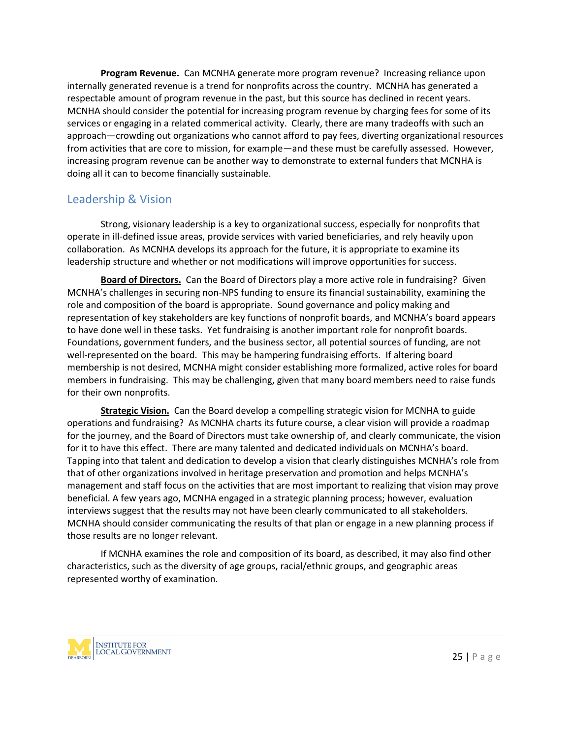**Program Revenue.** Can MCNHA generate more program revenue? Increasing reliance upon internally generated revenue is a trend for nonprofits across the country. MCNHA has generated a respectable amount of program revenue in the past, but this source has declined in recent years. MCNHA should consider the potential for increasing program revenue by charging fees for some of its services or engaging in a related commerical activity. Clearly, there are many tradeoffs with such an approach—crowding out organizations who cannot afford to pay fees, diverting organizational resources from activities that are core to mission, for example—and these must be carefully assessed. However, increasing program revenue can be another way to demonstrate to external funders that MCNHA is doing all it can to become financially sustainable.

## Leadership & Vision

Strong, visionary leadership is a key to organizational success, especially for nonprofits that operate in ill-defined issue areas, provide services with varied beneficiaries, and rely heavily upon collaboration. As MCNHA develops its approach for the future, it is appropriate to examine its leadership structure and whether or not modifications will improve opportunities for success.

**Board of Directors.** Can the Board of Directors play a more active role in fundraising? Given MCNHA's challenges in securing non-NPS funding to ensure its financial sustainability, examining the role and composition of the board is appropriate. Sound governance and policy making and representation of key stakeholders are key functions of nonprofit boards, and MCNHA's board appears to have done well in these tasks. Yet fundraising is another important role for nonprofit boards. Foundations, government funders, and the business sector, all potential sources of funding, are not well-represented on the board. This may be hampering fundraising efforts. If altering board membership is not desired, MCNHA might consider establishing more formalized, active roles for board members in fundraising. This may be challenging, given that many board members need to raise funds for their own nonprofits.

**Strategic Vision.** Can the Board develop a compelling strategic vision for MCNHA to guide operations and fundraising? As MCNHA charts its future course, a clear vision will provide a roadmap for the journey, and the Board of Directors must take ownership of, and clearly communicate, the vision for it to have this effect. There are many talented and dedicated individuals on MCNHA's board. Tapping into that talent and dedication to develop a vision that clearly distinguishes MCNHA's role from that of other organizations involved in heritage preservation and promotion and helps MCNHA's management and staff focus on the activities that are most important to realizing that vision may prove beneficial. A few years ago, MCNHA engaged in a strategic planning process; however, evaluation interviews suggest that the results may not have been clearly communicated to all stakeholders. MCNHA should consider communicating the results of that plan or engage in a new planning process if those results are no longer relevant.

If MCNHA examines the role and composition of its board, as described, it may also find other characteristics, such as the diversity of age groups, racial/ethnic groups, and geographic areas represented worthy of examination.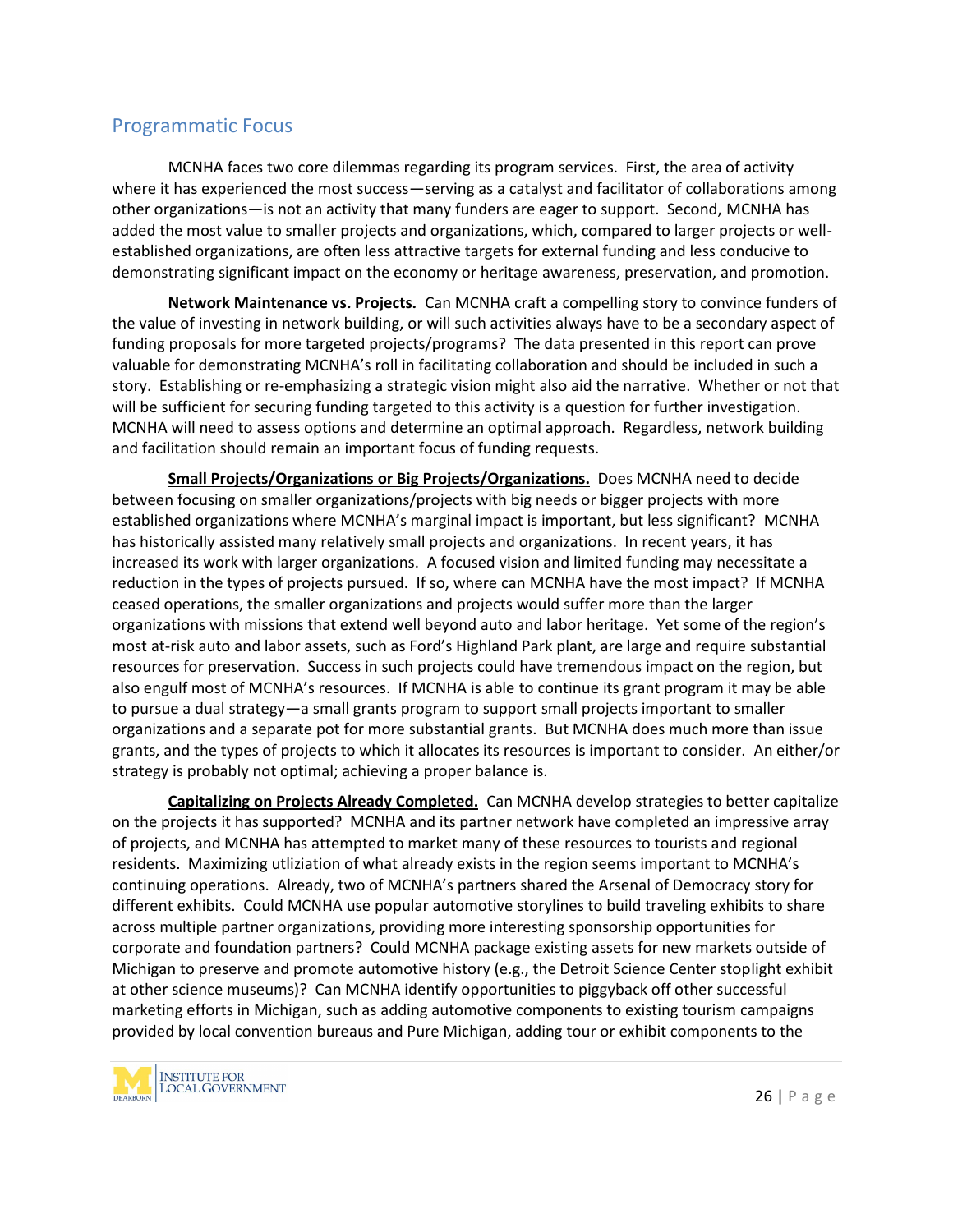## Programmatic Focus

MCNHA faces two core dilemmas regarding its program services. First, the area of activity where it has experienced the most success—serving as a catalyst and facilitator of collaborations among other organizations—is not an activity that many funders are eager to support. Second, MCNHA has added the most value to smaller projects and organizations, which, compared to larger projects or well-established organizations, are often less attractive targets for external funding and less conducive to demonstrating significant impact on the economy or heritage awareness, preservation, and promotion.

**Network Maintenance vs. Projects.** Can MCNHA craft a compelling story to convince funders of the value of investing in network building, or will such activities always have to be a secondary aspect of funding proposals for more targeted projects/programs? The data presented in this report can prove valuable for demonstrating MCNHA's roll in facilitating collaboration and should be included in such a story. Establishing or re-emphasizing a strategic vision might also aid the narrative. Whether or not that will be sufficient for securing funding targeted to this activity is a question for further investigation. MCNHA will need to assess options and determine an optimal approach. Regardless, network building and facilitation should remain an important focus of funding requests.

**Small Projects/Organizations or Big Projects/Organizations.** Does MCNHA need to decide between focusing on smaller organizations/projects with big needs or bigger projects with more established organizations where MCNHA's marginal impact is important, but less significant? MCNHA has historically assisted many relatively small projects and organizations. In recent years, it has increased its work with larger organizations. A focused vision and limited funding may necessitate a reduction in the types of projects pursued. If so, where can MCNHA have the most impact? If MCNHA ceased operations, the smaller organizations and projects would suffer more than the larger organizations with missions that extend well beyond auto and labor heritage. Yet some of the region's most at-risk auto and labor assets, such as Ford's Highland Park plant, are large and require substantial resources for preservation. Success in such projects could have tremendous impact on the region, but also engulf most of MCNHA's resources. If MCNHA is able to continue its grant program it may be able to pursue a dual strategy—a small grants program to support small projects important to smaller organizations and a separate pot for more substantial grants. But MCNHA does much more than issue grants, and the types of projects to which it allocates its resources is important to consider. An either/or strategy is probably not optimal; achieving a proper balance is.

**Capitalizing on Projects Already Completed.** Can MCNHA develop strategies to better capitalize on the projects it has supported? MCNHA and its partner network have completed an impressive array of projects, and MCNHA has attempted to market many of these resources to tourists and regional residents. Maximizing utliziation of what already exists in the region seems important to MCNHA's continuing operations. Already, two of MCNHA's partners shared the Arsenal of Democracy story for different exhibits. Could MCNHA use popular automotive storylines to build traveling exhibits to share across multiple partner organizations, providing more interesting sponsorship opportunities for corporate and foundation partners? Could MCNHA package existing assets for new markets outside of Michigan to preserve and promote automotive history (e.g., the Detroit Science Center stoplight exhibit at other science museums)? Can MCNHA identify opportunities to piggyback off other successful marketing efforts in Michigan, such as adding automotive components to existing tourism campaigns provided by local convention bureaus and Pure Michigan, adding tour or exhibit components to the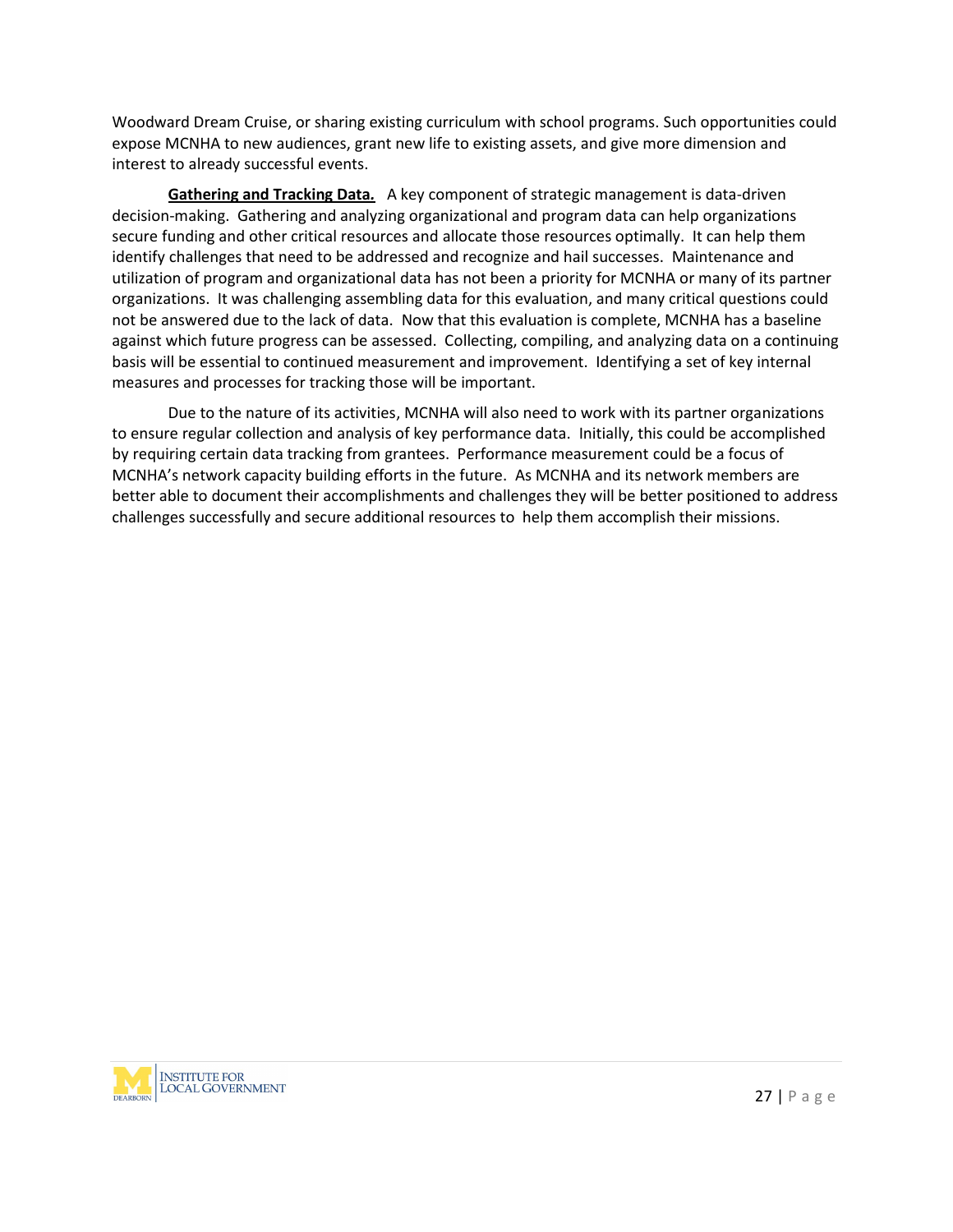Woodward Dream Cruise, or sharing existing curriculum with school programs. Such opportunities could expose MCNHA to new audiences, grant new life to existing assets, and give more dimension and interest to already successful events.

**Gathering and Tracking Data.** A key component of strategic management is data-driven decision-making. Gathering and analyzing organizational and program data can help organizations secure funding and other critical resources and allocate those resources optimally. It can help them identify challenges that need to be addressed and recognize and hail successes. Maintenance and utilization of program and organizational data has not been a priority for MCNHA or many of its partner organizations. It was challenging assembling data for this evaluation, and many critical questions could not be answered due to the lack of data. Now that this evaluation is complete, MCNHA has a baseline against which future progress can be assessed. Collecting, compiling, and analyzing data on a continuing basis will be essential to continued measurement and improvement. Identifying a set of key internal measures and processes for tracking those will be important.

Due to the nature of its activities, MCNHA will also need to work with its partner organizations to ensure regular collection and analysis of key performance data. Initially, this could be accomplished by requiring certain data tracking from grantees. Performance measurement could be a focus of MCNHA's network capacity building efforts in the future. As MCNHA and its network members are better able to document their accomplishments and challenges they will be better positioned to address challenges successfully and secure additional resources to help them accomplish their missions.